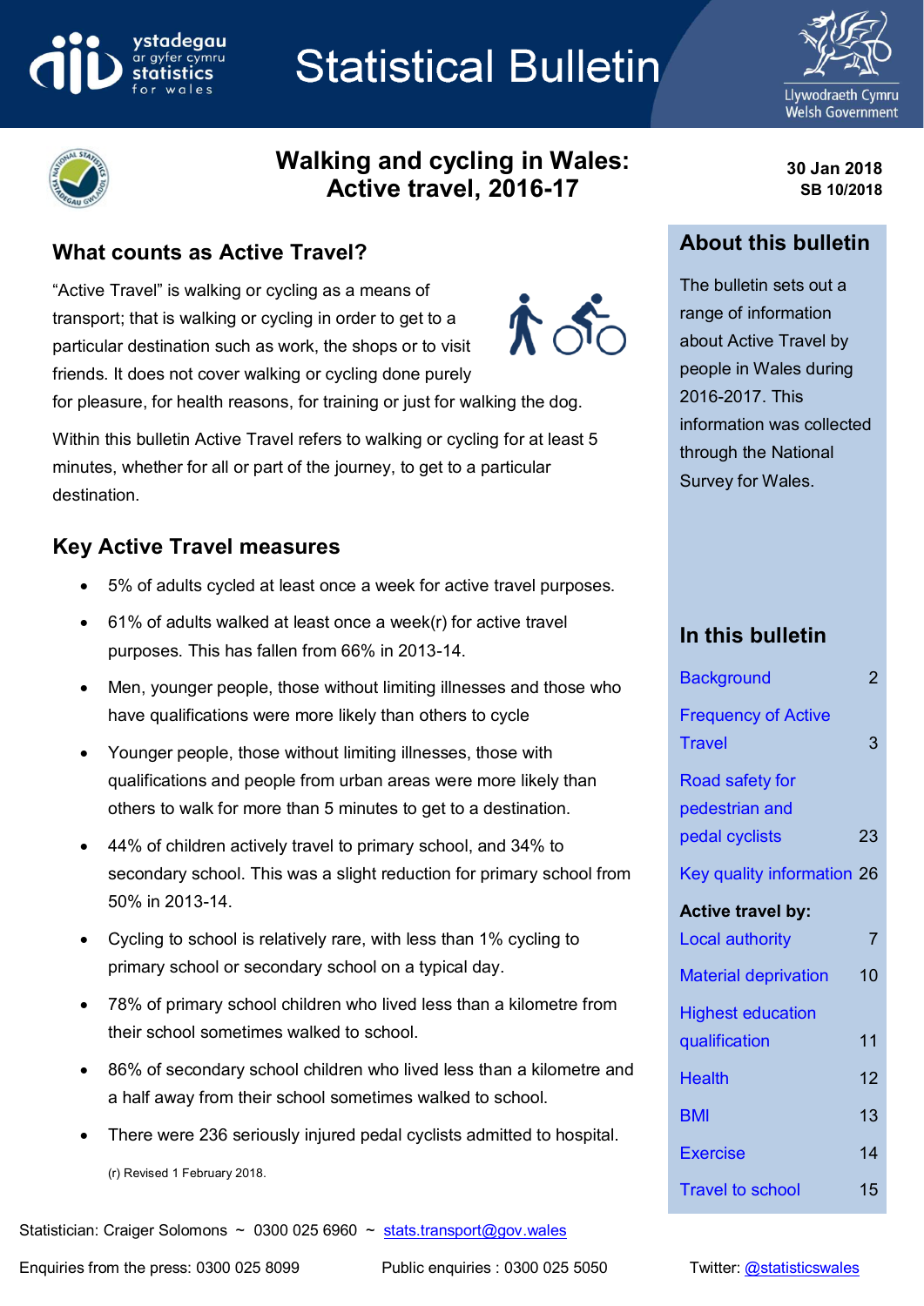ystadegau ar gyfer cymru
statistics for wales

# Statistical Bulletin

Llywodraeth Cymru
Welsh Government

## Walking and cycling in Wales: Active travel, 2016-17

**30 Jan 2018**
**SB 10/2018**

### What counts as Active Travel?

"Active Travel" is walking or cycling as a means of transport; that is walking or cycling in order to get to a particular destination such as work, the shops or to visit friends. It does not cover walking or cycling done purely for pleasure, for health reasons, for training or just for walking the dog.

Within this bulletin Active Travel refers to walking or cycling for at least 5 minutes, whether for all or part of the journey, to get to a particular destination.

### Key Active Travel measures

- 5% of adults cycled at least once a week for active travel purposes.
- 61% of adults walked at least once a week(r) for active travel purposes. This has fallen from 66% in 2013-14.
- Men, younger people, those without limiting illnesses and those who have qualifications were more likely than others to cycle
- Younger people, those without limiting illnesses, those with qualifications and people from urban areas were more likely than others to walk for more than 5 minutes to get to a destination.
- 44% of children actively travel to primary school, and 34% to secondary school. This was a slight reduction for primary school from 50% in 2013-14.
- Cycling to school is relatively rare, with less than 1% cycling to primary school or secondary school on a typical day.
- 78% of primary school children who lived less than a kilometre from their school sometimes walked to school.
- 86% of secondary school children who lived less than a kilometre and a half away from their school sometimes walked to school.
- There were 236 seriously injured pedal cyclists admitted to hospital.

(r) Revised 1 February 2018.

### About this bulletin

The bulletin sets out a range of information about Active Travel by people in Wales during 2016-2017. This information was collected through the National Survey for Wales.

### In this bulletin

| | |
|---|---|
| Background | 2 |
| Frequency of Active Travel | 3 |
| Road safety for pedestrian and pedal cyclists | 23 |
| Key quality information | 26 |
| **Active travel by:** | |
| Local authority | 7 |
| Material deprivation | 10 |
| Highest education qualification | 11 |
| Health | 12 |
| BMI | 13 |
| Exercise | 14 |
| Travel to school | 15 |

Statistician: Craiger Solomons ~ 0300 025 6960 ~ stats.transport@gov.wales

Enquiries from the press: 0300 025 8099    Public enquiries : 0300 025 5050    Twitter: @statisticswales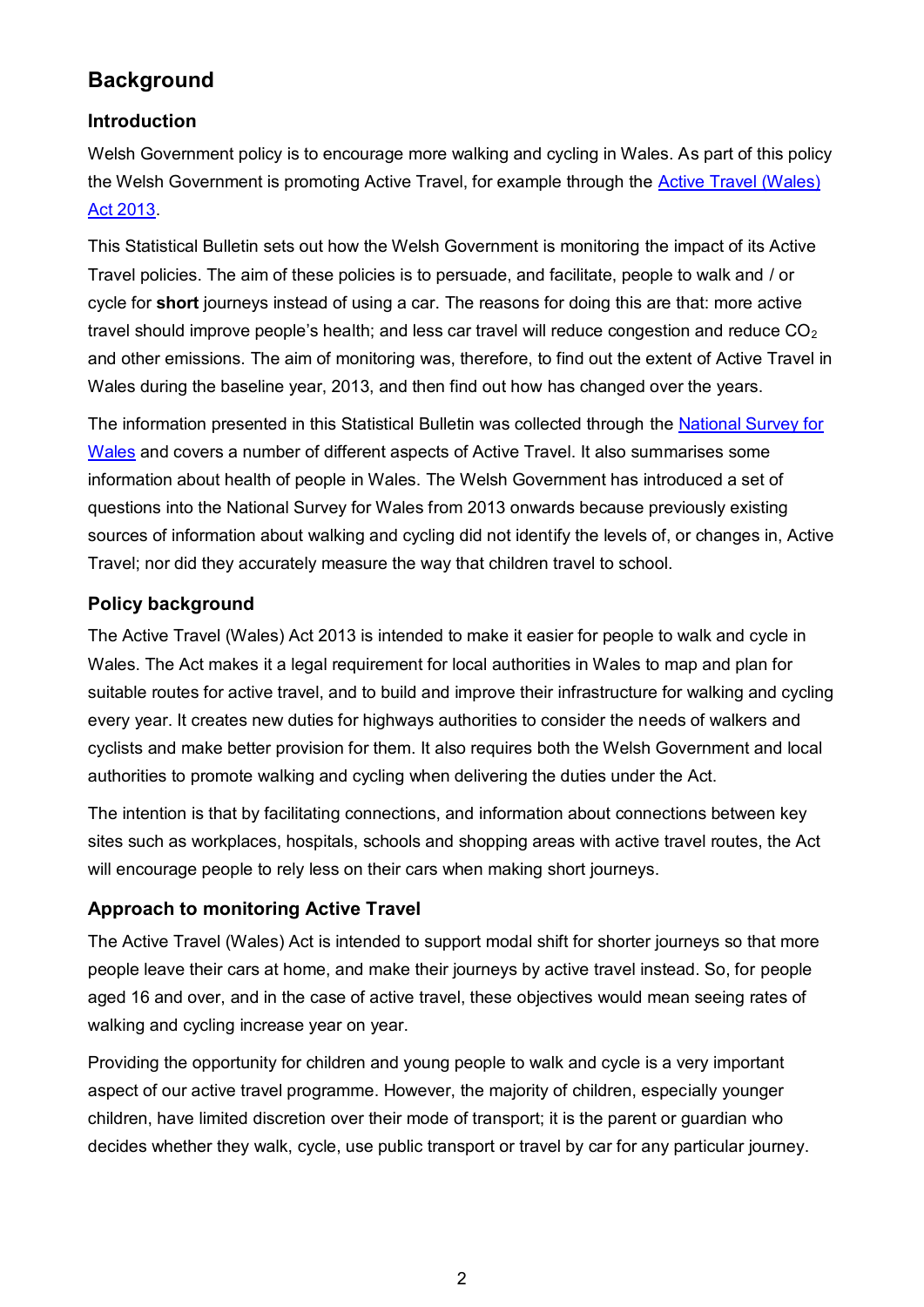## Background

### Introduction

Welsh Government policy is to encourage more walking and cycling in Wales. As part of this policy the Welsh Government is promoting Active Travel, for example through the [Active Travel (Wales) Act 2013](Active Travel (Wales) Act 2013).

This Statistical Bulletin sets out how the Welsh Government is monitoring the impact of its Active Travel policies. The aim of these policies is to persuade, and facilitate, people to walk and / or cycle for **short** journeys instead of using a car. The reasons for doing this are that: more active travel should improve people's health; and less car travel will reduce congestion and reduce $CO_2$ and other emissions. The aim of monitoring was, therefore, to find out the extent of Active Travel in Wales during the baseline year, 2013, and then find out how has changed over the years.

The information presented in this Statistical Bulletin was collected through the [National Survey for Wales](National Survey for Wales) and covers a number of different aspects of Active Travel. It also summarises some information about health of people in Wales. The Welsh Government has introduced a set of questions into the National Survey for Wales from 2013 onwards because previously existing sources of information about walking and cycling did not identify the levels of, or changes in, Active Travel; nor did they accurately measure the way that children travel to school.

### Policy background

The Active Travel (Wales) Act 2013 is intended to make it easier for people to walk and cycle in Wales. The Act makes it a legal requirement for local authorities in Wales to map and plan for suitable routes for active travel, and to build and improve their infrastructure for walking and cycling every year. It creates new duties for highways authorities to consider the needs of walkers and cyclists and make better provision for them. It also requires both the Welsh Government and local authorities to promote walking and cycling when delivering the duties under the Act.

The intention is that by facilitating connections, and information about connections between key sites such as workplaces, hospitals, schools and shopping areas with active travel routes, the Act will encourage people to rely less on their cars when making short journeys.

### Approach to monitoring Active Travel

The Active Travel (Wales) Act is intended to support modal shift for shorter journeys so that more people leave their cars at home, and make their journeys by active travel instead. So, for people aged 16 and over, and in the case of active travel, these objectives would mean seeing rates of walking and cycling increase year on year.

Providing the opportunity for children and young people to walk and cycle is a very important aspect of our active travel programme. However, the majority of children, especially younger children, have limited discretion over their mode of transport; it is the parent or guardian who decides whether they walk, cycle, use public transport or travel by car for any particular journey.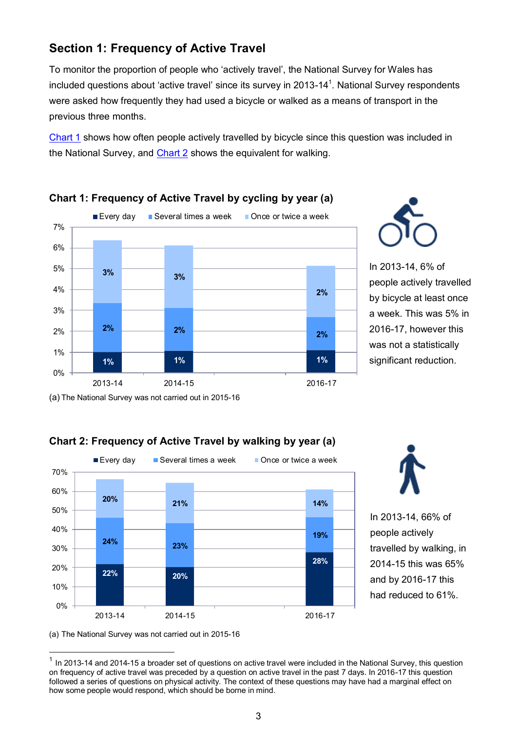## Section 1: Frequency of Active Travel

To monitor the proportion of people who 'actively travel', the National Survey for Wales has included questions about 'active travel' since its survey in 2013-14[1]. National Survey respondents were asked how frequently they had used a bicycle or walked as a means of transport in the previous three months.

Chart 1 shows how often people actively travelled by bicycle since this question was included in the National Survey, and Chart 2 shows the equivalent for walking.

### Chart 1: Frequency of Active Travel by cycling by year (a)

| Year | Every day | Several times a week | Once or twice a week |
|---|---|---|---|
| 2013-14 | 1% | 2% | 3% |
| 2014-15 | 1% | 2% | 3% |
| 2016-17 | 1% | 2% | 2% |

(a) The National Survey was not carried out in 2015-16

In 2013-14, 6% of people actively travelled by bicycle at least once a week. This was 5% in 2016-17, however this was not a statistically significant reduction.

### Chart 2: Frequency of Active Travel by walking by year (a)

| Year | Every day | Several times a week | Once or twice a week |
|---|---|---|---|
| 2013-14 | 22% | 24% | 20% |
| 2014-15 | 20% | 23% | 21% |
| 2016-17 | 28% | 19% | 14% |

(a) The National Survey was not carried out in 2015-16

In 2013-14, 66% of people actively travelled by walking, in 2014-15 this was 65% and by 2016-17 this had reduced to 61%.

---

[1] In 2013-14 and 2014-15 a broader set of questions on active travel were included in the National Survey, this question on frequency of active travel was preceded by a question on active travel in the past 7 days. In 2016-17 this question followed a series of questions on physical activity. The context of these questions may have had a marginal effect on how some people would respond, which should be borne in mind.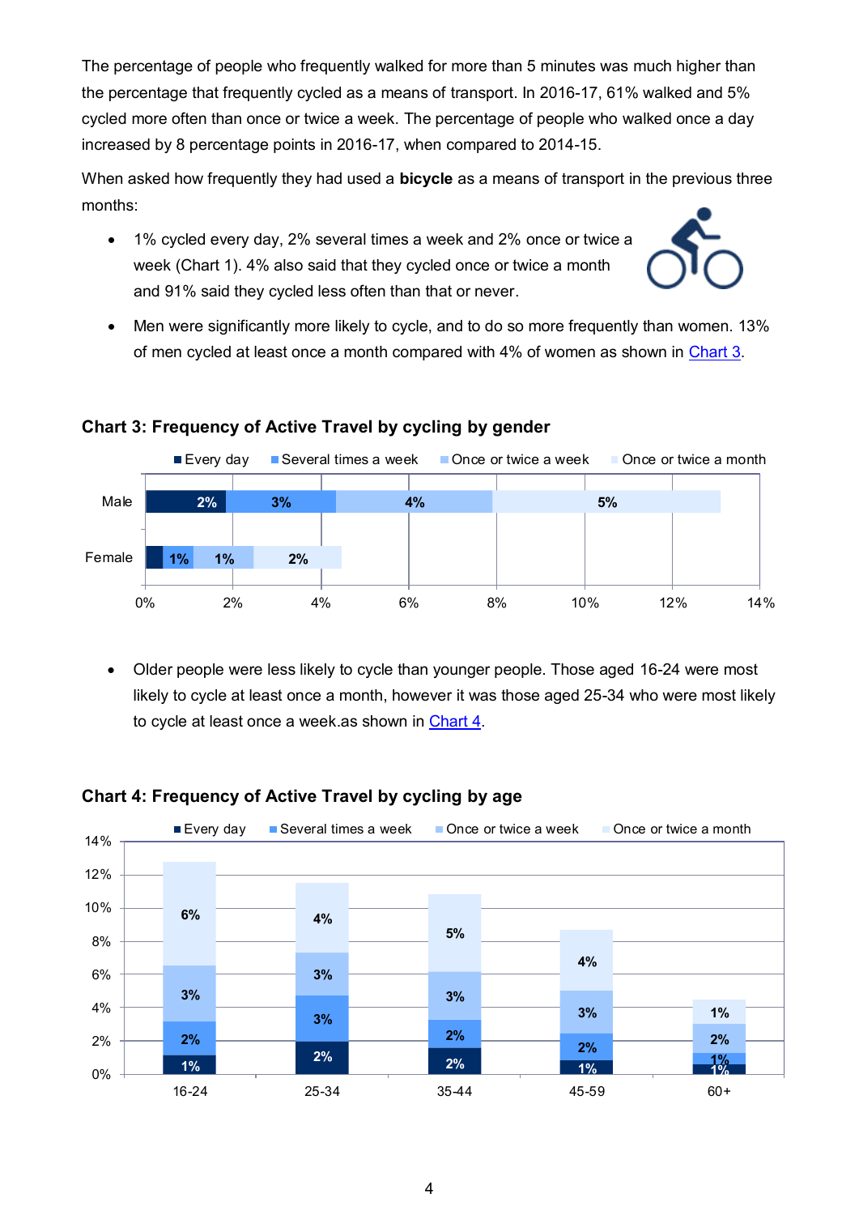The percentage of people who frequently walked for more than 5 minutes was much higher than the percentage that frequently cycled as a means of transport. In 2016-17, 61% walked and 5% cycled more often than once or twice a week. The percentage of people who walked once a day increased by 8 percentage points in 2016-17, when compared to 2014-15.

When asked how frequently they had used a **bicycle** as a means of transport in the previous three months:

- 1% cycled every day, 2% several times a week and 2% once or twice a week (Chart 1). 4% also said that they cycled once or twice a month and 91% said they cycled less often than that or never.
- Men were significantly more likely to cycle, and to do so more frequently than women. 13% of men cycled at least once a month compared with 4% of women as shown in Chart 3.

**Chart 3: Frequency of Active Travel by cycling by gender**

| | Every day | Several times a week | Once or twice a week | Once or twice a month |
|---|---|---|---|---|
| Male | 2% | 3% | 4% | 5% |
| Female | | 1% | 1% | 2% |

- Older people were less likely to cycle than younger people. Those aged 16-24 were most likely to cycle at least once a month, however it was those aged 25-34 who were most likely to cycle at least once a week.as shown in Chart 4.

**Chart 4: Frequency of Active Travel by cycling by age**

| | Every day | Several times a week | Once or twice a week | Once or twice a month |
|---|---|---|---|---|
| 16-24 | 1% | 2% | 3% | 6% |
| 25-34 | 2% | 3% | 3% | 4% |
| 35-44 | 2% | 2% | 3% | 5% |
| 45-59 | 1% | 2% | 3% | 4% |
| 60+ | 1% | 1% | 2% | 1% |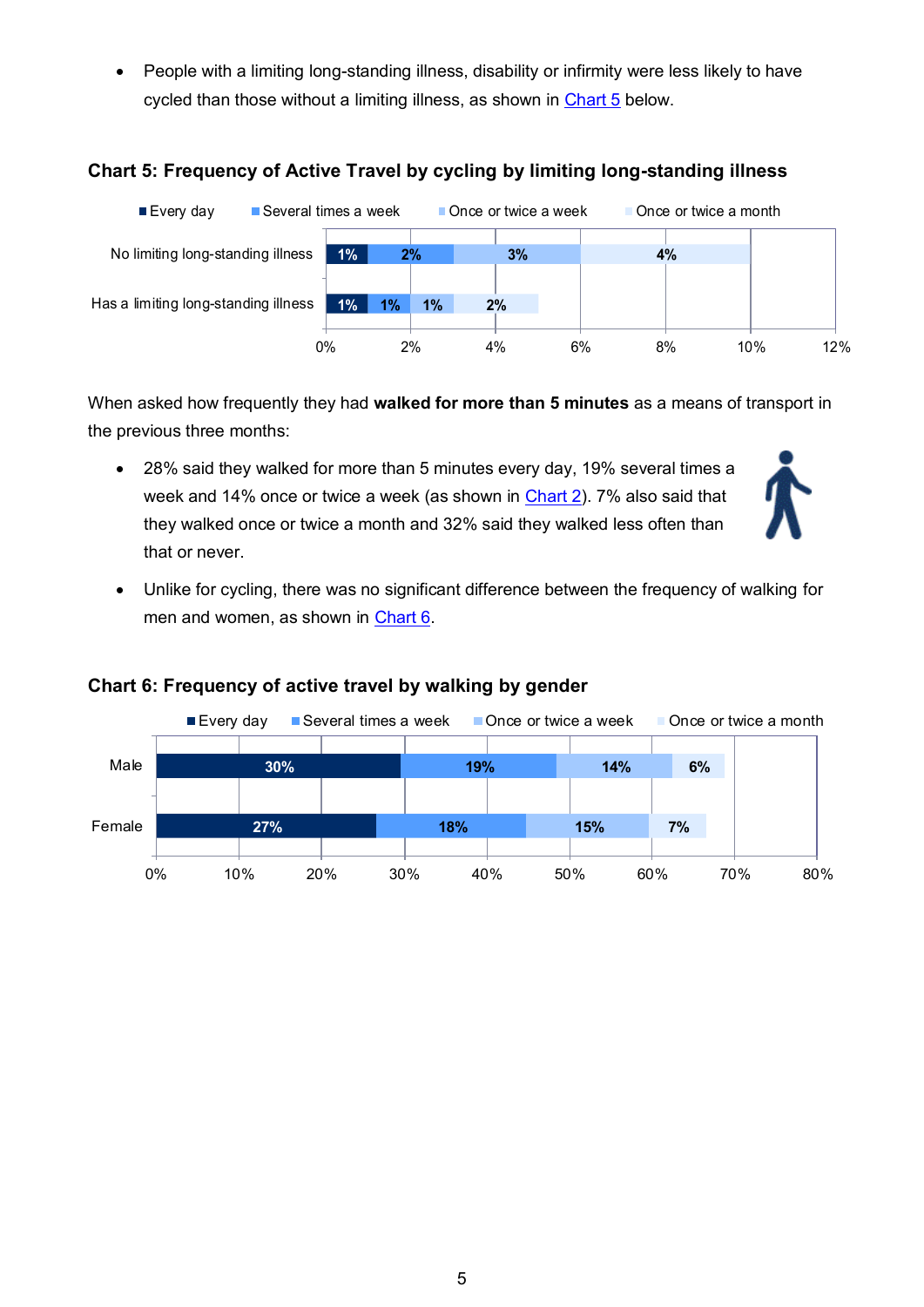- People with a limiting long-standing illness, disability or infirmity were less likely to have cycled than those without a limiting illness, as shown in Chart 5 below.

### Chart 5: Frequency of Active Travel by cycling by limiting long-standing illness

| | Every day | Several times a week | Once or twice a week | Once or twice a month |
|---|---|---|---|---|
| No limiting long-standing illness | 1% | 2% | 3% | 4% |
| Has a limiting long-standing illness | 1% | 1% | 1% | 2% |

When asked how frequently they had **walked for more than 5 minutes** as a means of transport in the previous three months:

- 28% said they walked for more than 5 minutes every day, 19% several times a week and 14% once or twice a week (as shown in Chart 2). 7% also said that they walked once or twice a month and 32% said they walked less often than that or never.
- Unlike for cycling, there was no significant difference between the frequency of walking for men and women, as shown in Chart 6.

### Chart 6: Frequency of active travel by walking by gender

| | Every day | Several times a week | Once or twice a week | Once or twice a month |
|---|---|---|---|---|
| Male | 30% | 19% | 14% | 6% |
| Female | 27% | 18% | 15% | 7% |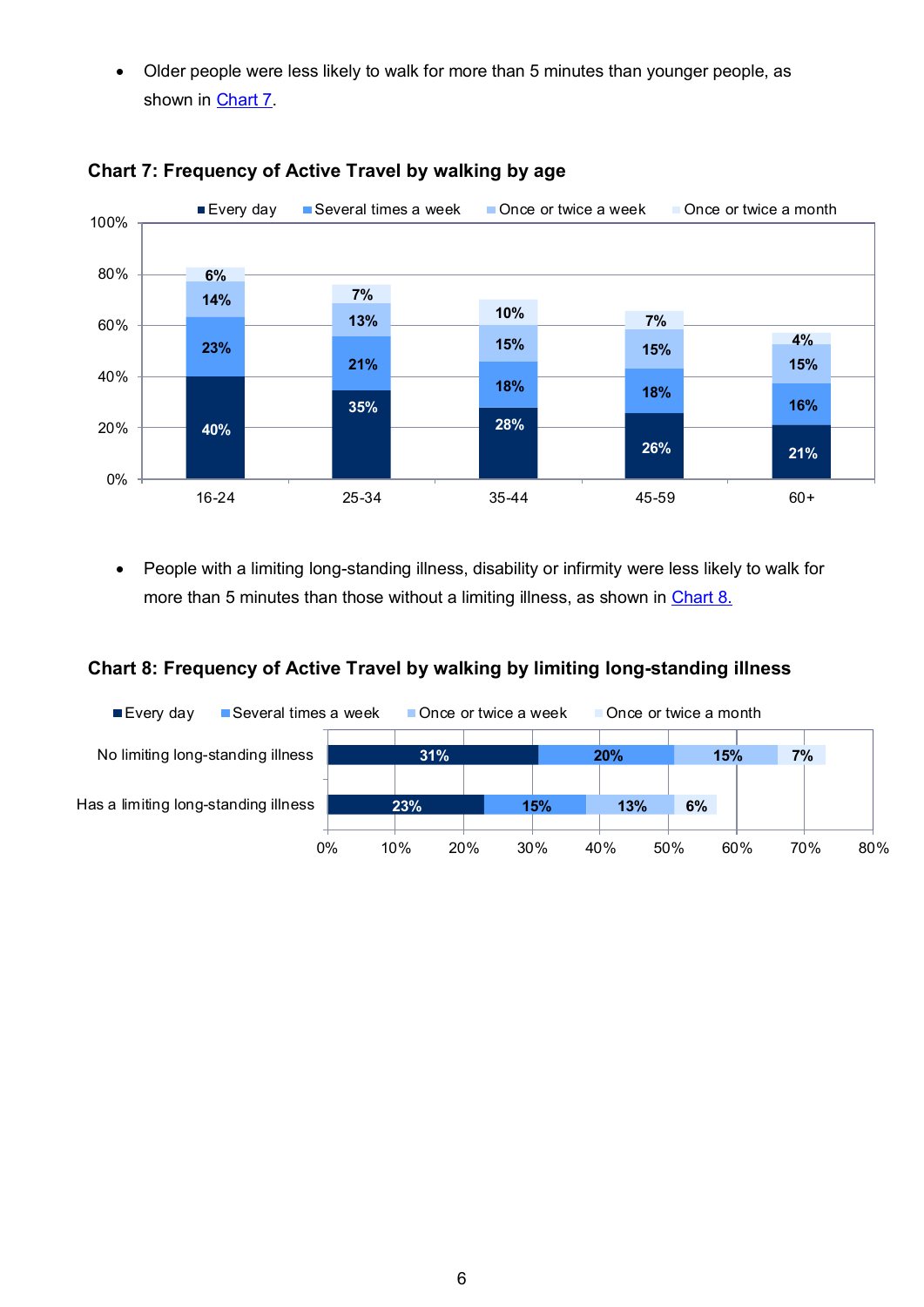- Older people were less likely to walk for more than 5 minutes than younger people, as shown in Chart 7.

**Chart 7: Frequency of Active Travel by walking by age**

| Age | Every day | Several times a week | Once or twice a week | Once or twice a month |
|---|---|---|---|---|
| 16-24 | 40% | 23% | 14% | 6% |
| 25-34 | 35% | 21% | 13% | 7% |
| 35-44 | 28% | 18% | 15% | 10% |
| 45-59 | 26% | 18% | 15% | 7% |
| 60+ | 21% | 16% | 15% | 4% |

- People with a limiting long-standing illness, disability or infirmity were less likely to walk for more than 5 minutes than those without a limiting illness, as shown in Chart 8.

**Chart 8: Frequency of Active Travel by walking by limiting long-standing illness**

| | Every day | Several times a week | Once or twice a week | Once or twice a month |
|---|---|---|---|---|
| No limiting long-standing illness | 31% | 20% | 15% | 7% |
| Has a limiting long-standing illness | 23% | 15% | 13% | 6% |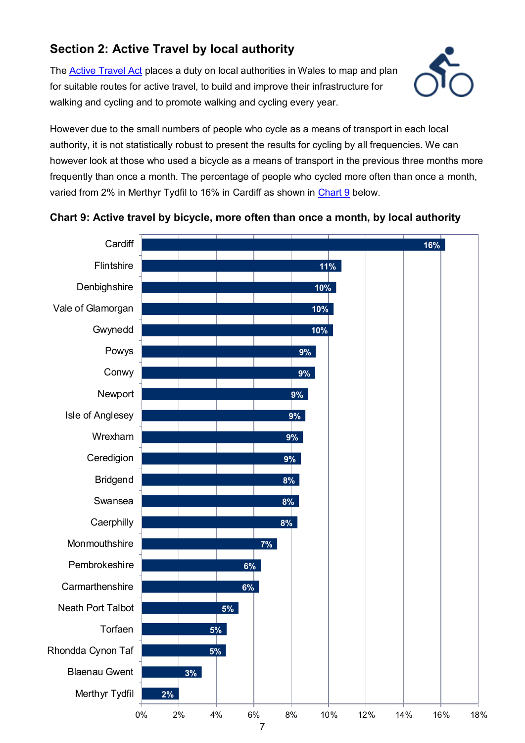## Section 2: Active Travel by local authority

The Active Travel Act places a duty on local authorities in Wales to map and plan for suitable routes for active travel, to build and improve their infrastructure for walking and cycling and to promote walking and cycling every year.

However due to the small numbers of people who cycle as a means of transport in each local authority, it is not statistically robust to present the results for cycling by all frequencies. We can however look at those who used a bicycle as a means of transport in the previous three months more frequently than once a month. The percentage of people who cycled more often than once a month, varied from 2% in Merthyr Tydfil to 16% in Cardiff as shown in Chart 9 below.

**Chart 9: Active travel by bicycle, more often than once a month, by local authority**

| Local authority | Percentage |
|---|---|
| Cardiff | 16% |
| Flintshire | 11% |
| Denbighshire | 10% |
| Vale of Glamorgan | 10% |
| Gwynedd | 10% |
| Powys | 9% |
| Conwy | 9% |
| Newport | 9% |
| Isle of Anglesey | 9% |
| Wrexham | 9% |
| Ceredigion | 9% |
| Bridgend | 8% |
| Swansea | 8% |
| Caerphilly | 8% |
| Monmouthshire | 7% |
| Pembrokeshire | 6% |
| Carmarthenshire | 6% |
| Neath Port Talbot | 5% |
| Torfaen | 5% |
| Rhondda Cynon Taf | 5% |
| Blaenau Gwent | 3% |
| Merthyr Tydfil | 2% |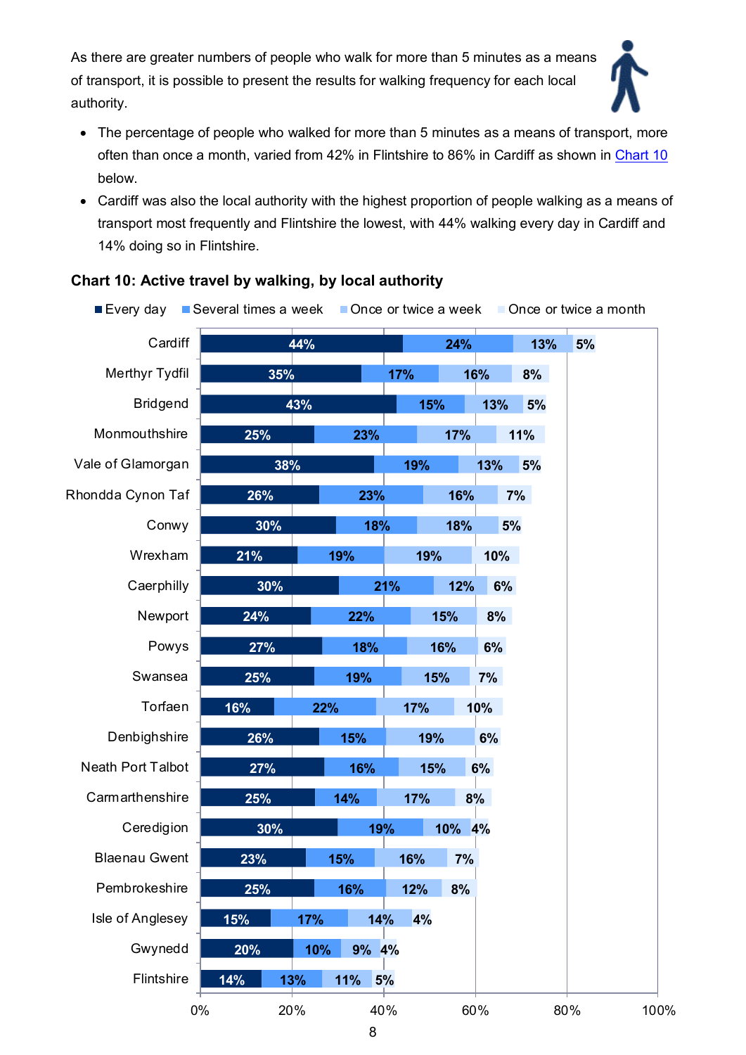As there are greater numbers of people who walk for more than 5 minutes as a means of transport, it is possible to present the results for walking frequency for each local authority.

- The percentage of people who walked for more than 5 minutes as a means of transport, more often than once a month, varied from 42% in Flintshire to 86% in Cardiff as shown in Chart 10 below.
- Cardiff was also the local authority with the highest proportion of people walking as a means of transport most frequently and Flintshire the lowest, with 44% walking every day in Cardiff and 14% doing so in Flintshire.

**Chart 10: Active travel by walking, by local authority**

| Local authority | Every day | Several times a week | Once or twice a week | Once or twice a month |
|---|---|---|---|---|
| Cardiff | 44% | 24% | 13% | 5% |
| Merthyr Tydfil | 35% | 17% | 16% | 8% |
| Bridgend | 43% | 15% | 13% | 5% |
| Monmouthshire | 25% | 23% | 17% | 11% |
| Vale of Glamorgan | 38% | 19% | 13% | 5% |
| Rhondda Cynon Taf | 26% | 23% | 16% | 7% |
| Conwy | 30% | 18% | 18% | 5% |
| Wrexham | 21% | 19% | 19% | 10% |
| Caerphilly | 30% | 21% | 12% | 6% |
| Newport | 24% | 22% | 15% | 8% |
| Powys | 27% | 18% | 16% | 6% |
| Swansea | 25% | 19% | 15% | 7% |
| Torfaen | 16% | 22% | 17% | 10% |
| Denbighshire | 26% | 15% | 19% | 6% |
| Neath Port Talbot | 27% | 16% | 15% | 6% |
| Carmarthenshire | 25% | 14% | 17% | 8% |
| Ceredigion | 30% | 19% | 10% | 4% |
| Blaenau Gwent | 23% | 15% | 16% | 7% |
| Pembrokeshire | 25% | 16% | 12% | 8% |
| Isle of Anglesey | 15% | 17% | 14% | 4% |
| Gwynedd | 20% | 10% | 9% | 4% |
| Flintshire | 14% | 13% | 11% | 5% |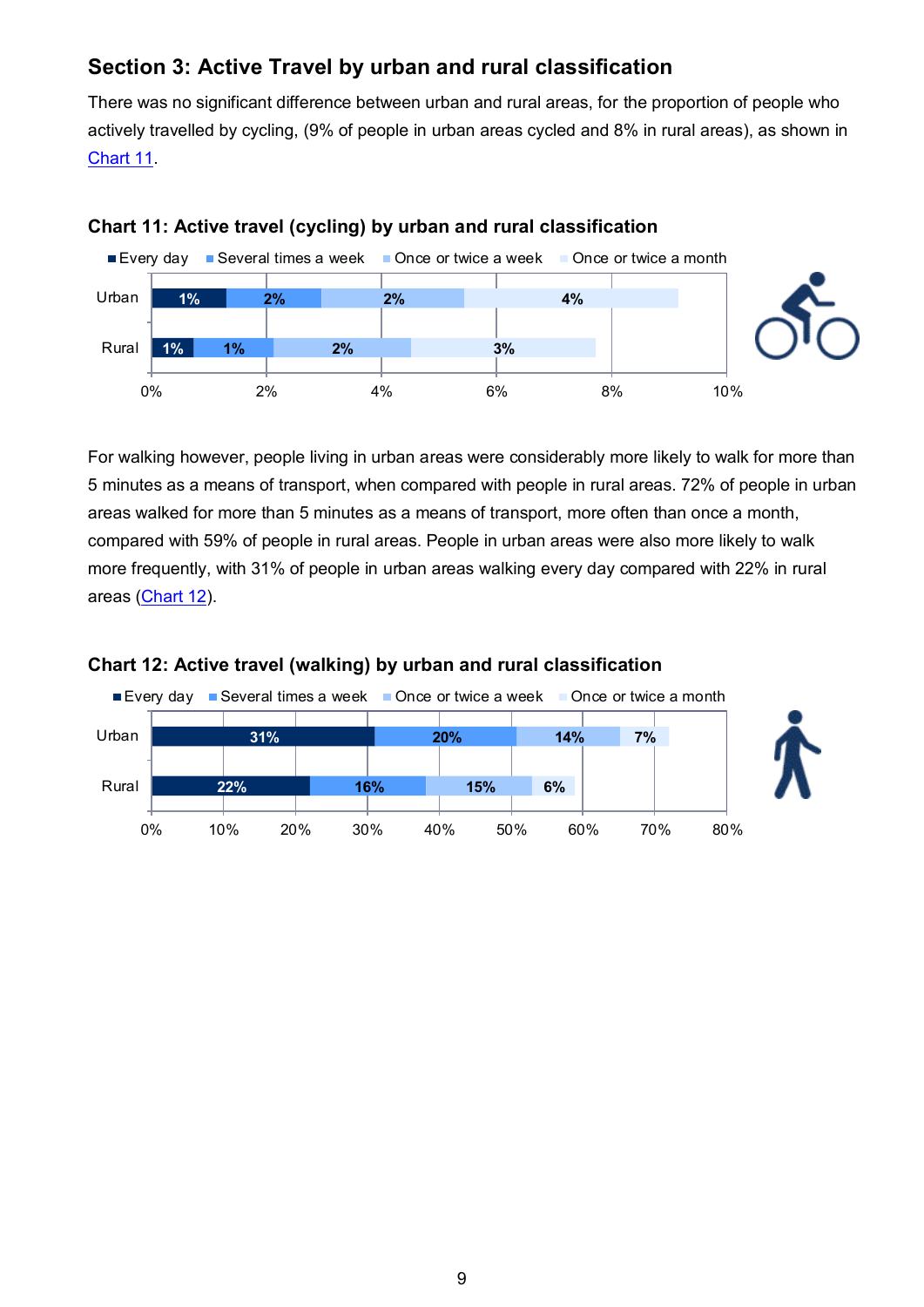## Section 3: Active Travel by urban and rural classification

There was no significant difference between urban and rural areas, for the proportion of people who actively travelled by cycling, (9% of people in urban areas cycled and 8% in rural areas), as shown in Chart 11.

### Chart 11: Active travel (cycling) by urban and rural classification

| | Every day | Several times a week | Once or twice a week | Once or twice a month |
|---|---|---|---|---|
| Urban | 1% | 2% | 2% | 4% |
| Rural | 1% | 1% | 2% | 3% |

For walking however, people living in urban areas were considerably more likely to walk for more than 5 minutes as a means of transport, when compared with people in rural areas. 72% of people in urban areas walked for more than 5 minutes as a means of transport, more often than once a month, compared with 59% of people in rural areas. People in urban areas were also more likely to walk more frequently, with 31% of people in urban areas walking every day compared with 22% in rural areas (Chart 12).

### Chart 12: Active travel (walking) by urban and rural classification

| | Every day | Several times a week | Once or twice a week | Once or twice a month |
|---|---|---|---|---|
| Urban | 31% | 20% | 14% | 7% |
| Rural | 22% | 16% | 15% | 6% |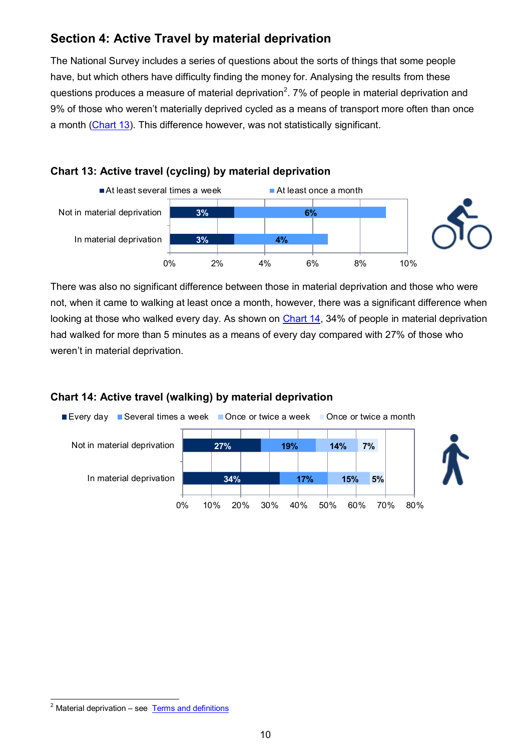## Section 4: Active Travel by material deprivation

The National Survey includes a series of questions about the sorts of things that some people have, but which others have difficulty finding the money for. Analysing the results from these questions produces a measure of material deprivation[2]. 7% of people in material deprivation and 9% of those who weren't materially deprived cycled as a means of transport more often than once a month (Chart 13). This difference however, was not statistically significant.

### Chart 13: Active travel (cycling) by material deprivation

| | At least several times a week | At least once a month |
|---|---|---|
| Not in material deprivation | 3% | 6% |
| In material deprivation | 3% | 4% |

There was also no significant difference between those in material deprivation and those who were not, when it came to walking at least once a month, however, there was a significant difference when looking at those who walked every day. As shown on Chart 14, 34% of people in material deprivation had walked for more than 5 minutes as a means of every day compared with 27% of those who weren't in material deprivation.

### Chart 14: Active travel (walking) by material deprivation

| | Every day | Several times a week | Once or twice a week | Once or twice a month |
|---|---|---|---|---|
| Not in material deprivation | 27% | 19% | 14% | 7% |
| In material deprivation | 34% | 17% | 15% | 5% |

---

[2] Material deprivation – see Terms and definitions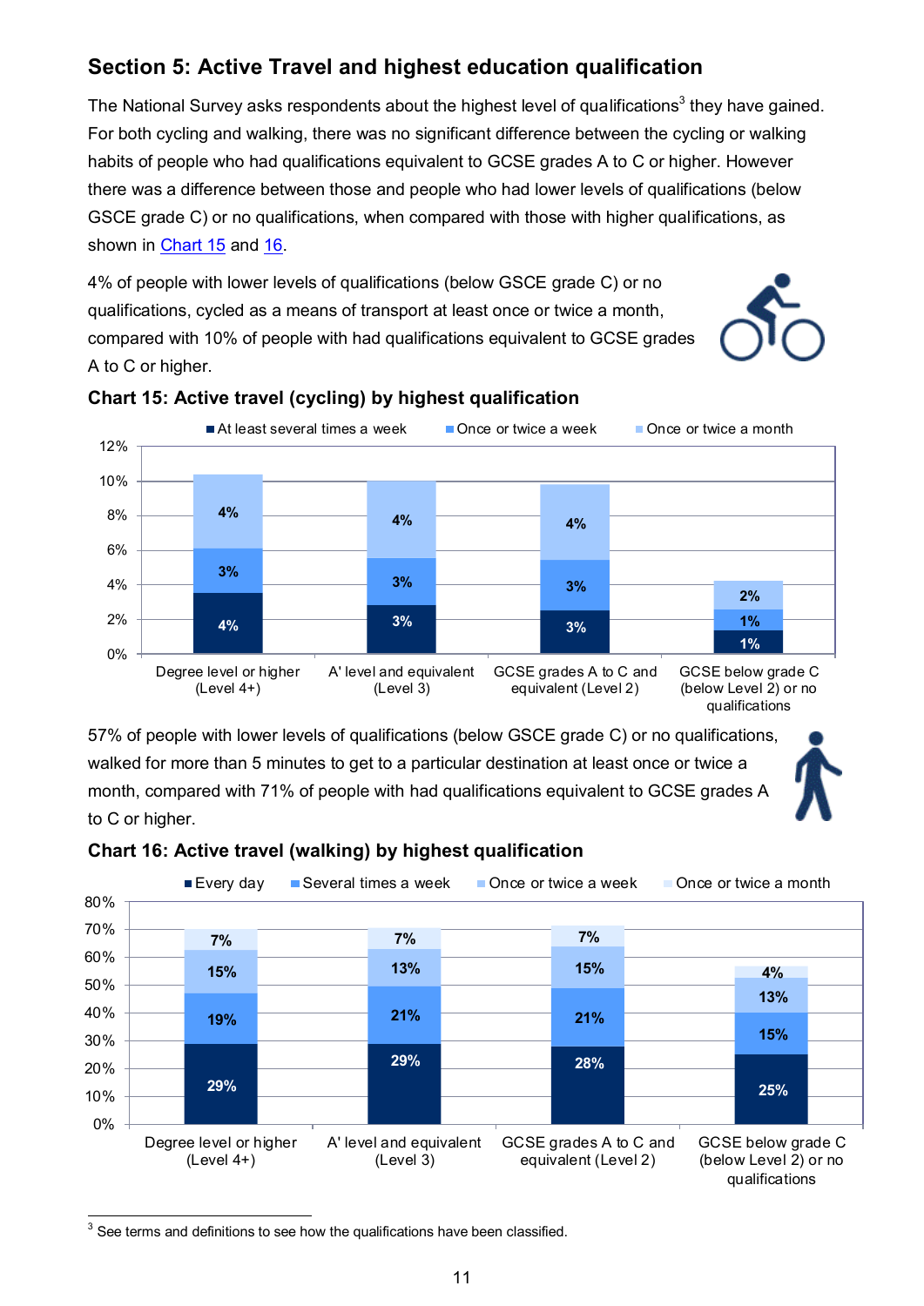## Section 5: Active Travel and highest education qualification

The National Survey asks respondents about the highest level of qualifications[3] they have gained. For both cycling and walking, there was no significant difference between the cycling or walking habits of people who had qualifications equivalent to GCSE grades A to C or higher. However there was a difference between those and people who had lower levels of qualifications (below GSCE grade C) or no qualifications, when compared with those with higher qualifications, as shown in Chart 15 and 16.

4% of people with lower levels of qualifications (below GSCE grade C) or no qualifications, cycled as a means of transport at least once or twice a month, compared with 10% of people with had qualifications equivalent to GCSE grades A to C or higher.

**Chart 15: Active travel (cycling) by highest qualification**

| | At least several times a week | Once or twice a week | Once or twice a month |
|---|---|---|---|
| Degree level or higher (Level 4+) | 4% | 3% | 4% |
| A' level and equivalent (Level 3) | 3% | 3% | 4% |
| GCSE grades A to C and equivalent (Level 2) | 3% | 3% | 4% |
| GCSE below grade C (below Level 2) or no qualifications | 1% | 1% | 2% |

57% of people with lower levels of qualifications (below GSCE grade C) or no qualifications, walked for more than 5 minutes to get to a particular destination at least once or twice a month, compared with 71% of people with had qualifications equivalent to GCSE grades A to C or higher.

**Chart 16: Active travel (walking) by highest qualification**

| | Every day | Several times a week | Once or twice a week | Once or twice a month |
|---|---|---|---|---|
| Degree level or higher (Level 4+) | 29% | 19% | 15% | 7% |
| A' level and equivalent (Level 3) | 29% | 21% | 13% | 7% |
| GCSE grades A to C and equivalent (Level 2) | 28% | 21% | 15% | 7% |
| GCSE below grade C (below Level 2) or no qualifications | 25% | 15% | 13% | 4% |

[3] See terms and definitions to see how the qualifications have been classified.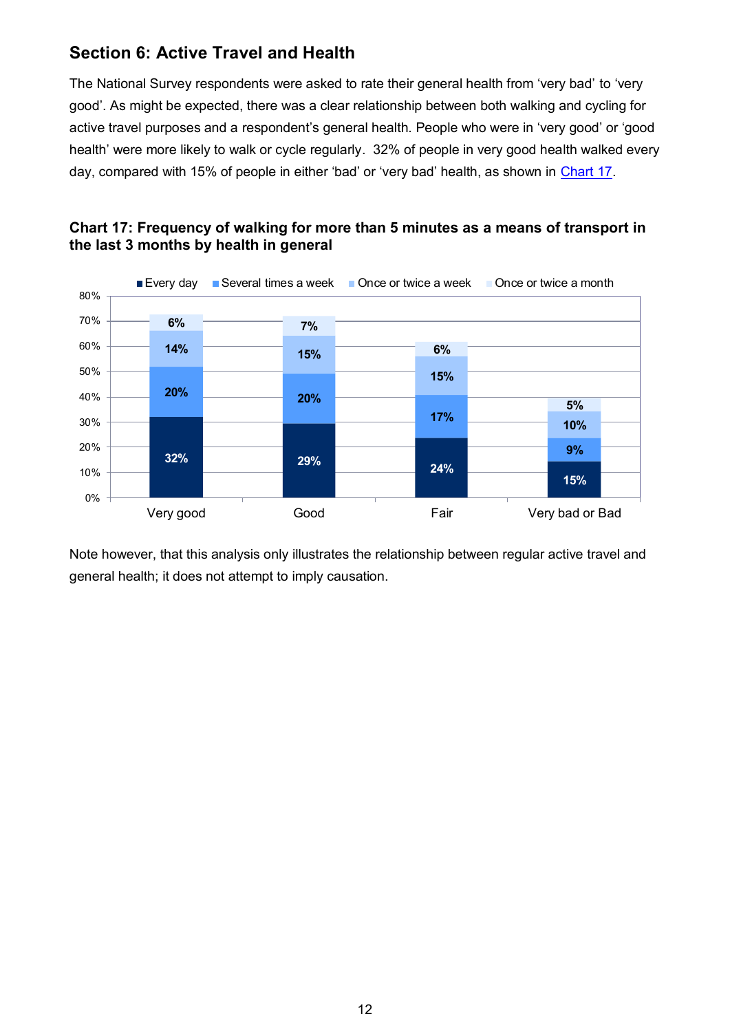## Section 6: Active Travel and Health

The National Survey respondents were asked to rate their general health from 'very bad' to 'very good'. As might be expected, there was a clear relationship between both walking and cycling for active travel purposes and a respondent's general health. People who were in 'very good' or 'good health' were more likely to walk or cycle regularly. 32% of people in very good health walked every day, compared with 15% of people in either 'bad' or 'very bad' health, as shown in Chart 17.

**Chart 17: Frequency of walking for more than 5 minutes as a means of transport in the last 3 months by health in general**

| | Every day | Several times a week | Once or twice a week | Once or twice a month |
|---|---|---|---|---|
| Very good | 32% | 20% | 14% | 6% |
| Good | 29% | 20% | 15% | 7% |
| Fair | 24% | 17% | 15% | 6% |
| Very bad or Bad | 15% | 9% | 10% | 5% |

Note however, that this analysis only illustrates the relationship between regular active travel and general health; it does not attempt to imply causation.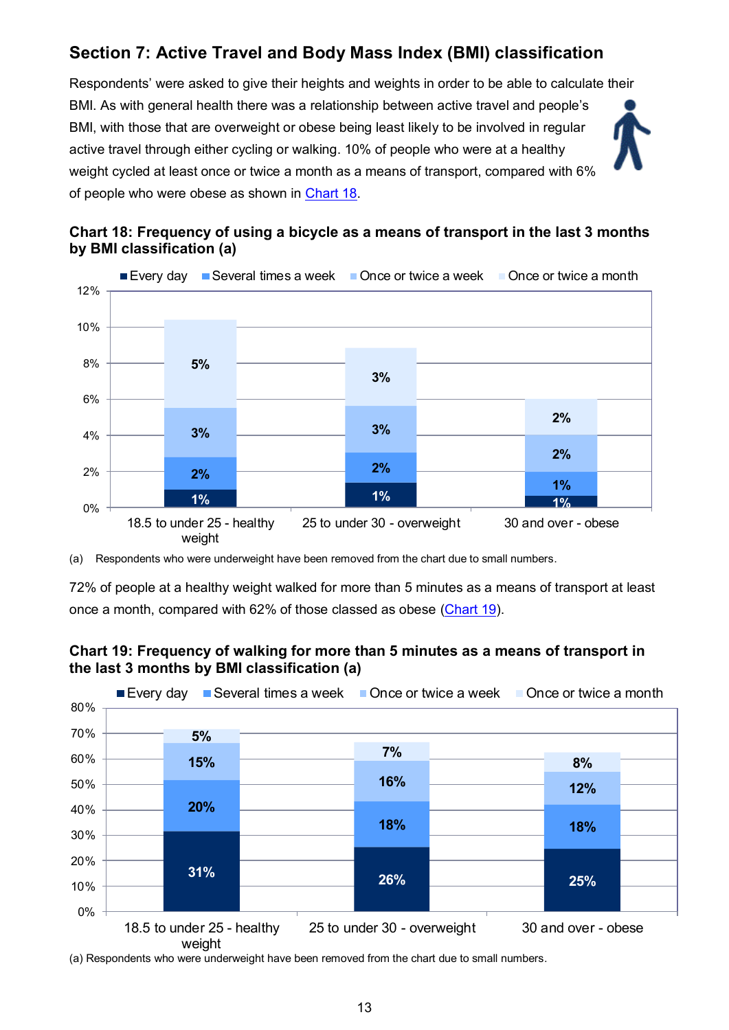## Section 7: Active Travel and Body Mass Index (BMI) classification

Respondents' were asked to give their heights and weights in order to be able to calculate their BMI. As with general health there was a relationship between active travel and people's BMI, with those that are overweight or obese being least likely to be involved in regular active travel through either cycling or walking. 10% of people who were at a healthy weight cycled at least once or twice a month as a means of transport, compared with 6% of people who were obese as shown in Chart 18.

**Chart 18: Frequency of using a bicycle as a means of transport in the last 3 months by BMI classification (a)**

| | Every day | Several times a week | Once or twice a week | Once or twice a month |
|---|---|---|---|---|
| 18.5 to under 25 - healthy weight | 1% | 2% | 3% | 5% |
| 25 to under 30 - overweight | 1% | 2% | 3% | 3% |
| 30 and over - obese | 1% | 1% | 2% | 2% |

(a) Respondents who were underweight have been removed from the chart due to small numbers.

72% of people at a healthy weight walked for more than 5 minutes as a means of transport at least once a month, compared with 62% of those classed as obese (Chart 19).

**Chart 19: Frequency of walking for more than 5 minutes as a means of transport in the last 3 months by BMI classification (a)**

| | Every day | Several times a week | Once or twice a week | Once or twice a month |
|---|---|---|---|---|
| 18.5 to under 25 - healthy weight | 31% | 20% | 15% | 5% |
| 25 to under 30 - overweight | 26% | 18% | 16% | 7% |
| 30 and over - obese | 25% | 18% | 12% | 8% |

(a) Respondents who were underweight have been removed from the chart due to small numbers.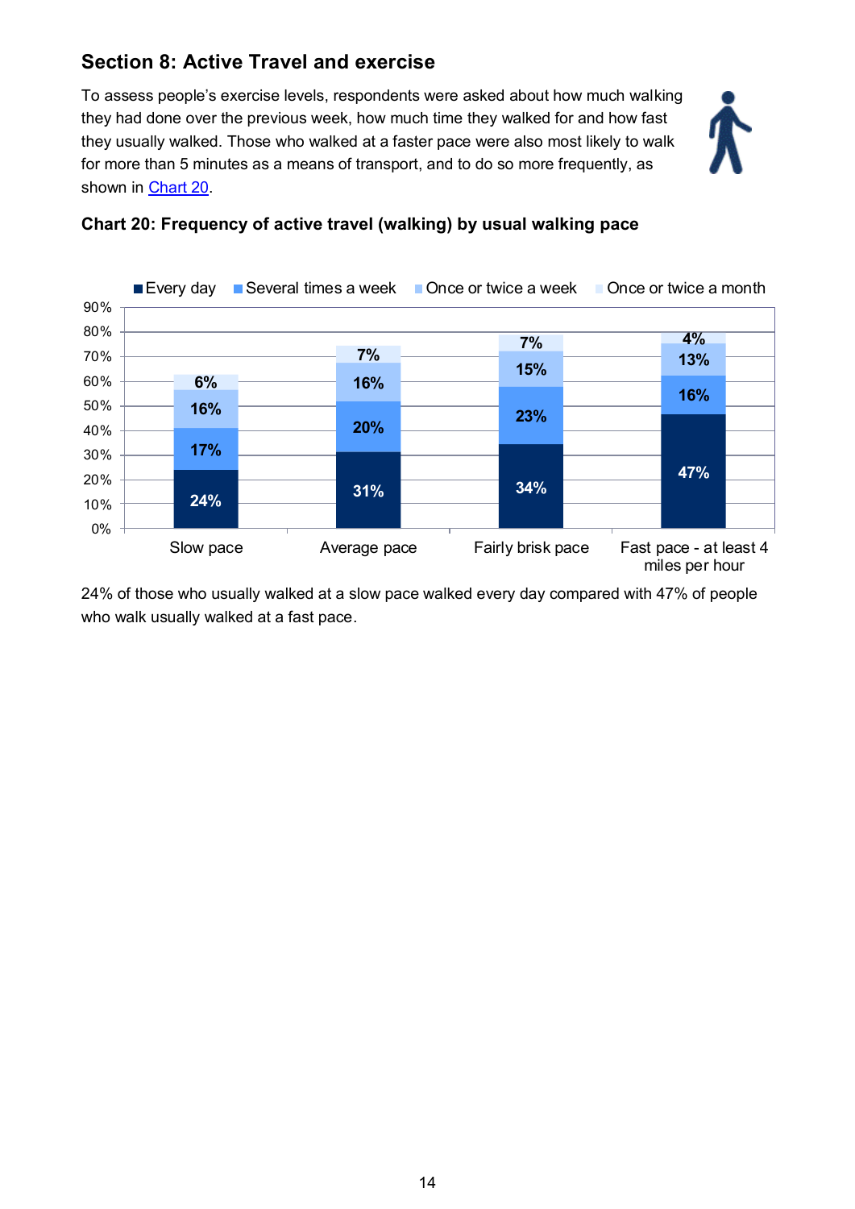## Section 8: Active Travel and exercise

To assess people's exercise levels, respondents were asked about how much walking they had done over the previous week, how much time they walked for and how fast they usually walked. Those who walked at a faster pace were also most likely to walk for more than 5 minutes as a means of transport, and to do so more frequently, as shown in Chart 20.

### Chart 20: Frequency of active travel (walking) by usual walking pace

| | Every day | Several times a week | Once or twice a week | Once or twice a month |
|---|---|---|---|---|
| Slow pace | 24% | 17% | 16% | 6% |
| Average pace | 31% | 20% | 16% | 7% |
| Fairly brisk pace | 34% | 23% | 15% | 7% |
| Fast pace - at least 4 miles per hour | 47% | 16% | 13% | 4% |

24% of those who usually walked at a slow pace walked every day compared with 47% of people who walk usually walked at a fast pace.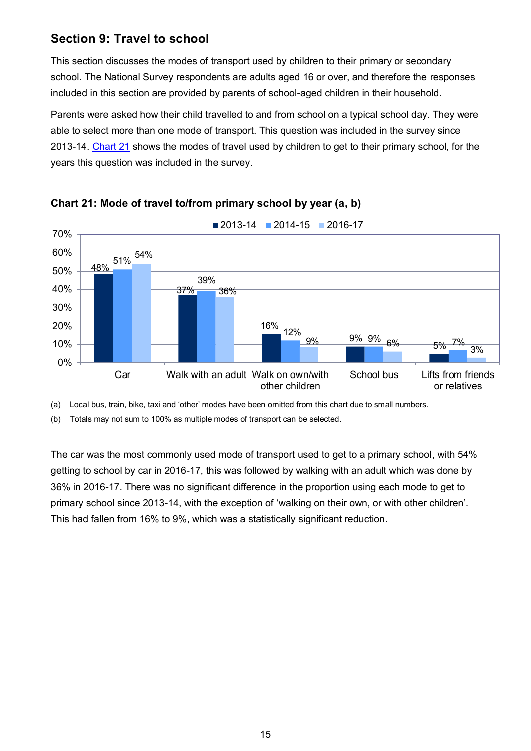## Section 9: Travel to school

This section discusses the modes of transport used by children to their primary or secondary school. The National Survey respondents are adults aged 16 or over, and therefore the responses included in this section are provided by parents of school-aged children in their household.

Parents were asked how their child travelled to and from school on a typical school day. They were able to select more than one mode of transport. This question was included in the survey since 2013-14. Chart 21 shows the modes of travel used by children to get to their primary school, for the years this question was included in the survey.

**Chart 21: Mode of travel to/from primary school by year (a, b)**

| Mode | 2013-14 | 2014-15 | 2016-17 |
|---|---|---|---|
| Car | 48% | 51% | 54% |
| Walk with an adult | 37% | 39% | 36% |
| Walk on own/with other children | 16% | 12% | 9% |
| School bus | 9% | 9% | 6% |
| Lifts from friends or relatives | 5% | 7% | 3% |

(a) Local bus, train, bike, taxi and 'other' modes have been omitted from this chart due to small numbers.

(b) Totals may not sum to 100% as multiple modes of transport can be selected.

The car was the most commonly used mode of transport used to get to a primary school, with 54% getting to school by car in 2016-17, this was followed by walking with an adult which was done by 36% in 2016-17. There was no significant difference in the proportion using each mode to get to primary school since 2013-14, with the exception of 'walking on their own, or with other children'. This had fallen from 16% to 9%, which was a statistically significant reduction.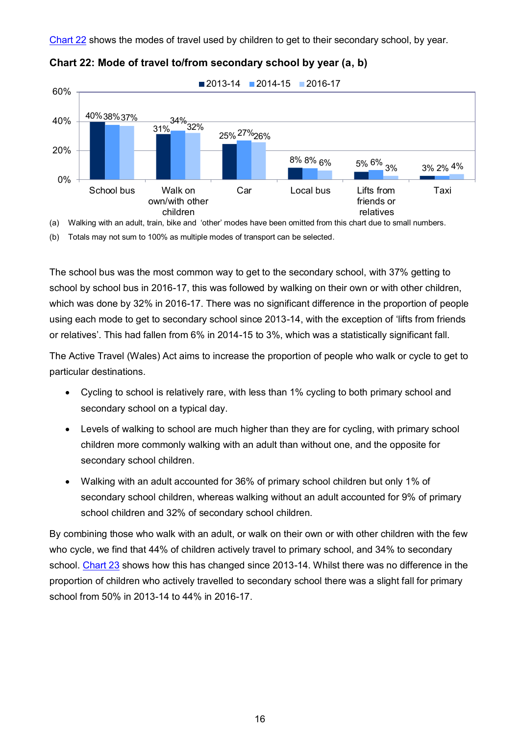Chart 22 shows the modes of travel used by children to get to their secondary school, by year.

**Chart 22: Mode of travel to/from secondary school by year (a, b)**

| | 2013-14 | 2014-15 | 2016-17 |
|---|---|---|---|
| School bus | 40% | 38% | 37% |
| Walk on own/with other children | 31% | 34% | 32% |
| Car | 25% | 27% | 26% |
| Local bus | 8% | 8% | 6% |
| Lifts from friends or relatives | 5% | 6% | 3% |
| Taxi | 3% | 2% | 4% |

(a) Walking with an adult, train, bike and 'other' modes have been omitted from this chart due to small numbers.

(b) Totals may not sum to 100% as multiple modes of transport can be selected.

The school bus was the most common way to get to the secondary school, with 37% getting to school by school bus in 2016-17, this was followed by walking on their own or with other children, which was done by 32% in 2016-17. There was no significant difference in the proportion of people using each mode to get to secondary school since 2013-14, with the exception of 'lifts from friends or relatives'. This had fallen from 6% in 2014-15 to 3%, which was a statistically significant fall.

The Active Travel (Wales) Act aims to increase the proportion of people who walk or cycle to get to particular destinations.

- Cycling to school is relatively rare, with less than 1% cycling to both primary school and secondary school on a typical day.
- Levels of walking to school are much higher than they are for cycling, with primary school children more commonly walking with an adult than without one, and the opposite for secondary school children.
- Walking with an adult accounted for 36% of primary school children but only 1% of secondary school children, whereas walking without an adult accounted for 9% of primary school children and 32% of secondary school children.

By combining those who walk with an adult, or walk on their own or with other children with the few who cycle, we find that 44% of children actively travel to primary school, and 34% to secondary school. Chart 23 shows how this has changed since 2013-14. Whilst there was no difference in the proportion of children who actively travelled to secondary school there was a slight fall for primary school from 50% in 2013-14 to 44% in 2016-17.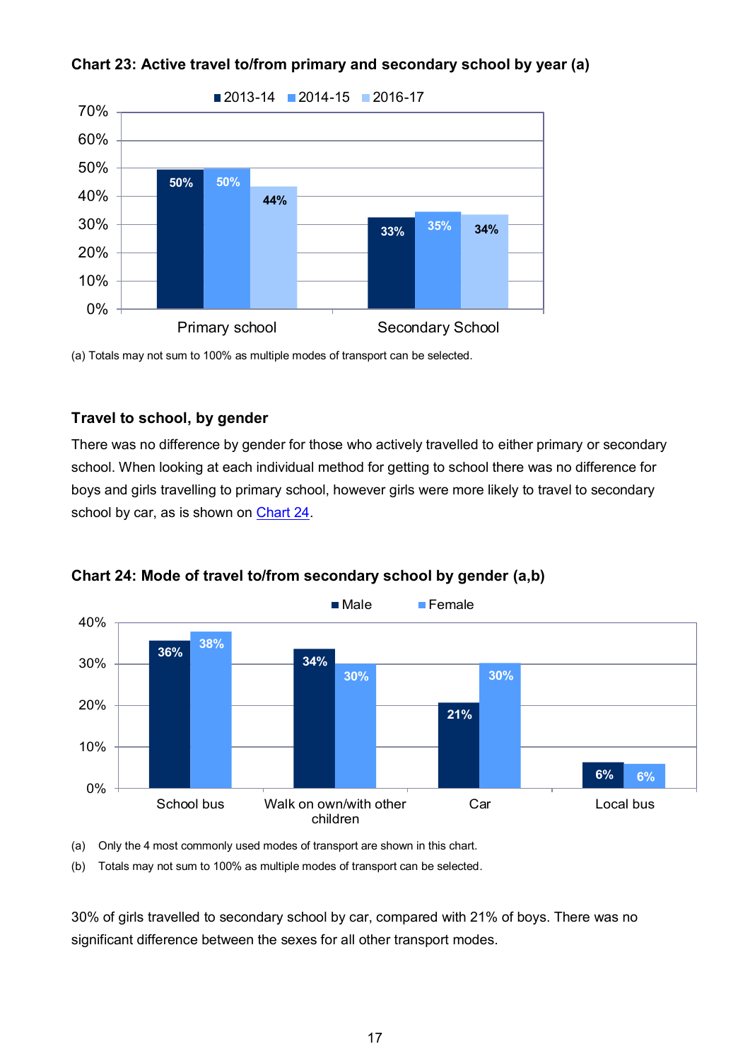**Chart 23: Active travel to/from primary and secondary school by year (a)**

| | 2013-14 | 2014-15 | 2016-17 |
|---|---|---|---|
| Primary school | 50% | 50% | 44% |
| Secondary School | 33% | 35% | 34% |

(a) Totals may not sum to 100% as multiple modes of transport can be selected.

### Travel to school, by gender

There was no difference by gender for those who actively travelled to either primary or secondary school. When looking at each individual method for getting to school there was no difference for boys and girls travelling to primary school, however girls were more likely to travel to secondary school by car, as is shown on Chart 24.

**Chart 24: Mode of travel to/from secondary school by gender (a,b)**

| | Male | Female |
|---|---|---|
| School bus | 36% | 38% |
| Walk on own/with other children | 34% | 30% |
| Car | 21% | 30% |
| Local bus | 6% | 6% |

(a) Only the 4 most commonly used modes of transport are shown in this chart.

(b) Totals may not sum to 100% as multiple modes of transport can be selected.

30% of girls travelled to secondary school by car, compared with 21% of boys. There was no significant difference between the sexes for all other transport modes.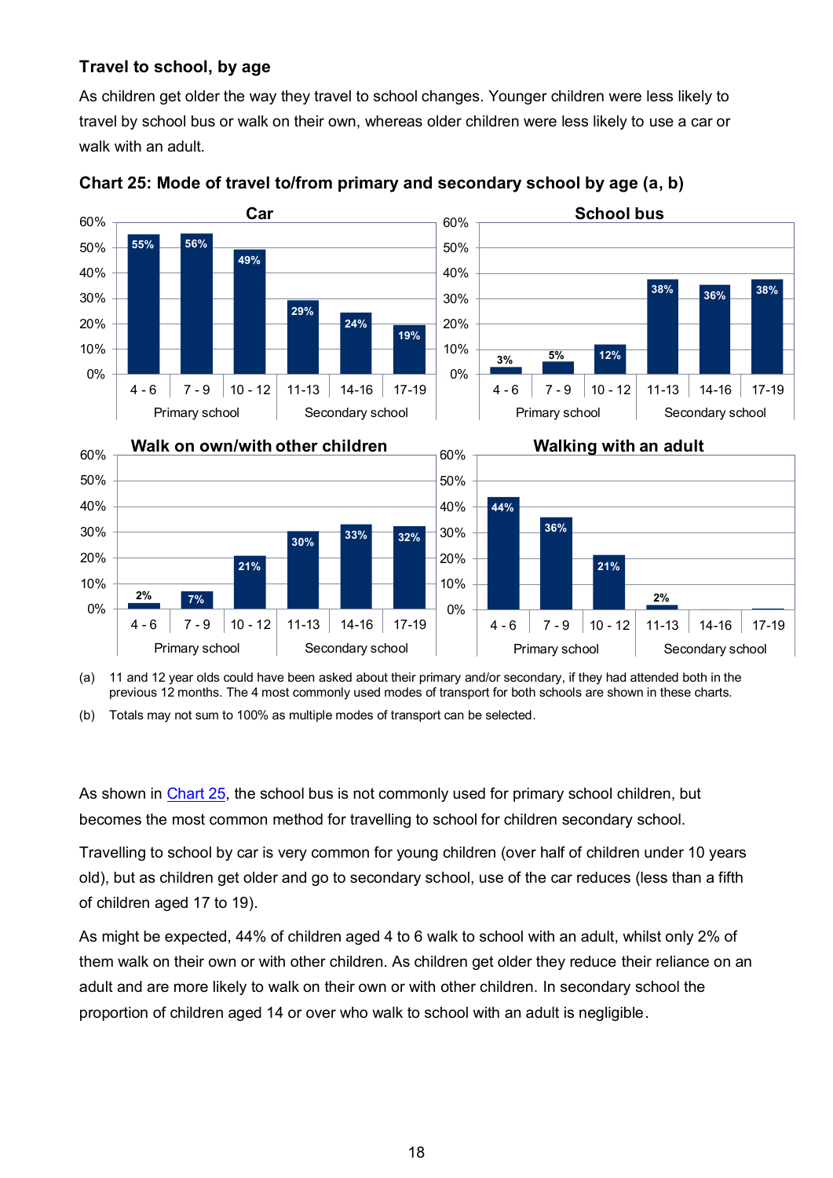### Travel to school, by age

As children get older the way they travel to school changes. Younger children were less likely to travel by school bus or walk on their own, whereas older children were less likely to use a car or walk with an adult.

**Chart 25: Mode of travel to/from primary and secondary school by age (a, b)**

| Mode | 4 - 6 | 7 - 9 | 10 - 12 | 11-13 | 14-16 | 17-19 |
|---|---|---|---|---|---|---|
| | Primary school | | | Secondary school | | |
| Car | 55% | 56% | 49% | 29% | 24% | 19% |
| School bus | 3% | 5% | 12% | 38% | 36% | 38% |
| Walk on own/with other children | 2% | 7% | 21% | 30% | 33% | 32% |
| Walking with an adult | 44% | 36% | 21% | 2% | | |

(a) 11 and 12 year olds could have been asked about their primary and/or secondary, if they had attended both in the previous 12 months. The 4 most commonly used modes of transport for both schools are shown in these charts.

(b) Totals may not sum to 100% as multiple modes of transport can be selected.

As shown in Chart 25, the school bus is not commonly used for primary school children, but becomes the most common method for travelling to school for children secondary school.

Travelling to school by car is very common for young children (over half of children under 10 years old), but as children get older and go to secondary school, use of the car reduces (less than a fifth of children aged 17 to 19).

As might be expected, 44% of children aged 4 to 6 walk to school with an adult, whilst only 2% of them walk on their own or with other children. As children get older they reduce their reliance on an adult and are more likely to walk on their own or with other children. In secondary school the proportion of children aged 14 or over who walk to school with an adult is negligible.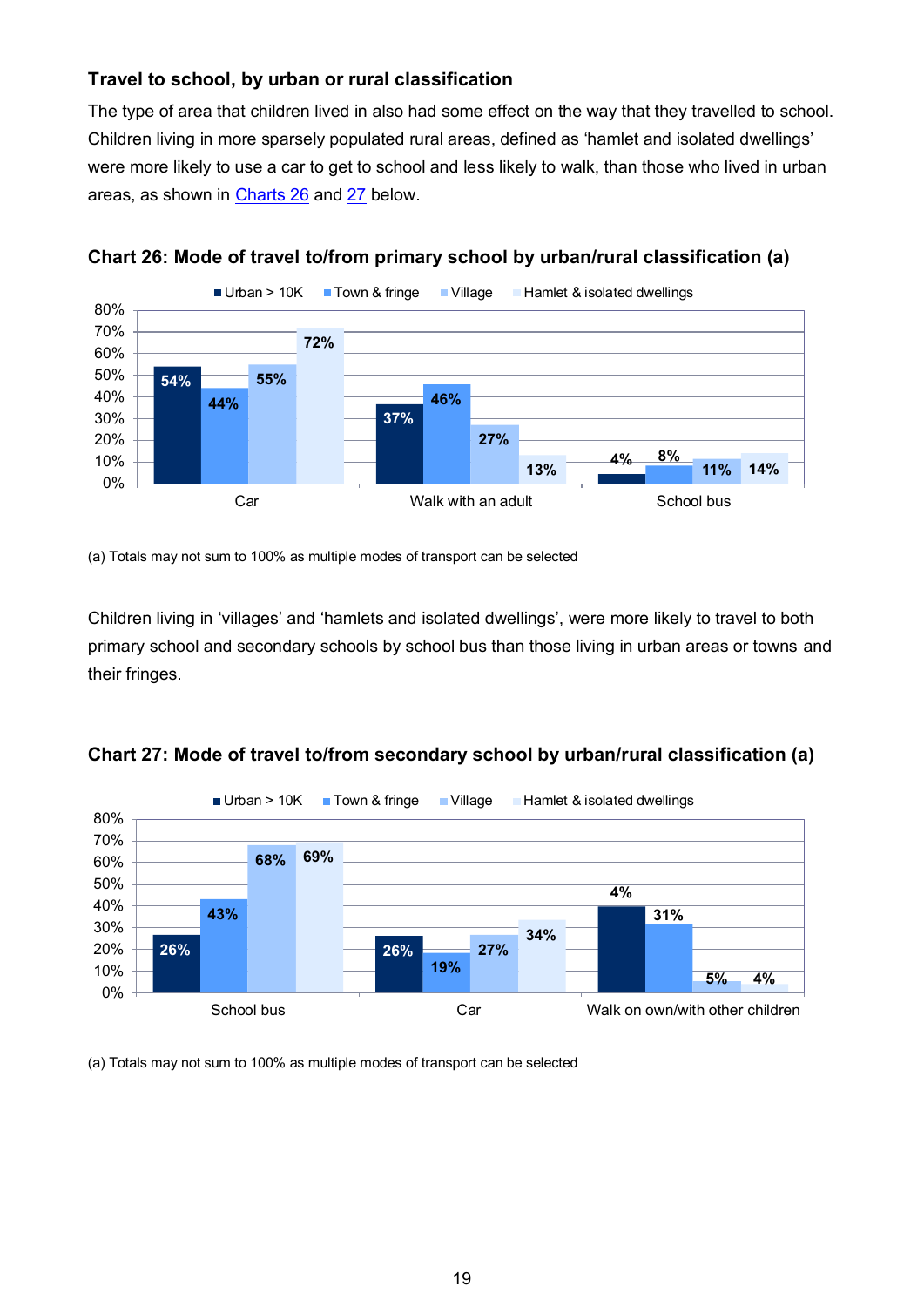### Travel to school, by urban or rural classification

The type of area that children lived in also had some effect on the way that they travelled to school. Children living in more sparsely populated rural areas, defined as 'hamlet and isolated dwellings' were more likely to use a car to get to school and less likely to walk, than those who lived in urban areas, as shown in Charts 26 and 27 below.

**Chart 26: Mode of travel to/from primary school by urban/rural classification (a)**

| | Urban > 10K | Town & fringe | Village | Hamlet & isolated dwellings |
|---|---|---|---|---|
| Car | 54% | 44% | 55% | 72% |
| Walk with an adult | 37% | 46% | 27% | 13% |
| School bus | 4% | 8% | 11% | 14% |

(a) Totals may not sum to 100% as multiple modes of transport can be selected

Children living in 'villages' and 'hamlets and isolated dwellings', were more likely to travel to both primary school and secondary schools by school bus than those living in urban areas or towns and their fringes.

**Chart 27: Mode of travel to/from secondary school by urban/rural classification (a)**

| | Urban > 10K | Town & fringe | Village | Hamlet & isolated dwellings |
|---|---|---|---|---|
| School bus | 26% | 43% | 68% | 69% |
| Car | 26% | 19% | 27% | 34% |
| Walk on own/with other children | 4% | 31% | 5% | 4% |

(a) Totals may not sum to 100% as multiple modes of transport can be selected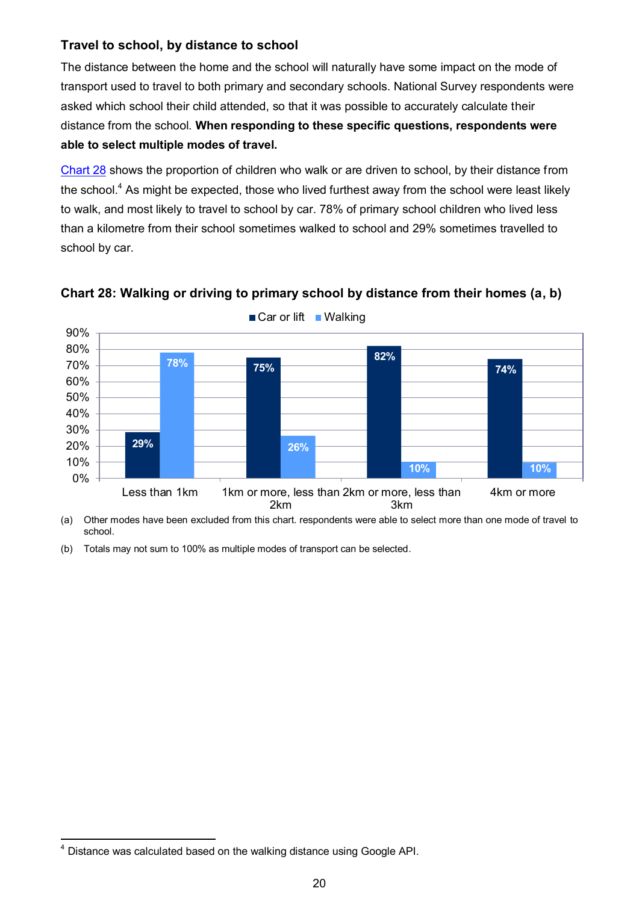### Travel to school, by distance to school

The distance between the home and the school will naturally have some impact on the mode of transport used to travel to both primary and secondary schools. National Survey respondents were asked which school their child attended, so that it was possible to accurately calculate their distance from the school. **When responding to these specific questions, respondents were able to select multiple modes of travel.**

Chart 28 shows the proportion of children who walk or are driven to school, by their distance from the school.[4] As might be expected, those who lived furthest away from the school were least likely to walk, and most likely to travel to school by car. 78% of primary school children who lived less than a kilometre from their school sometimes walked to school and 29% sometimes travelled to school by car.

**Chart 28: Walking or driving to primary school by distance from their homes (a, b)**

| Distance | Car or lift | Walking |
|---|---|---|
| Less than 1km | 29% | 78% |
| 1km or more, less than 2km | 75% | 26% |
| 2km or more, less than 3km | 82% | 10% |
| 4km or more | 74% | 10% |

(a) Other modes have been excluded from this chart. respondents were able to select more than one mode of travel to school.

(b) Totals may not sum to 100% as multiple modes of transport can be selected.

[4] Distance was calculated based on the walking distance using Google API.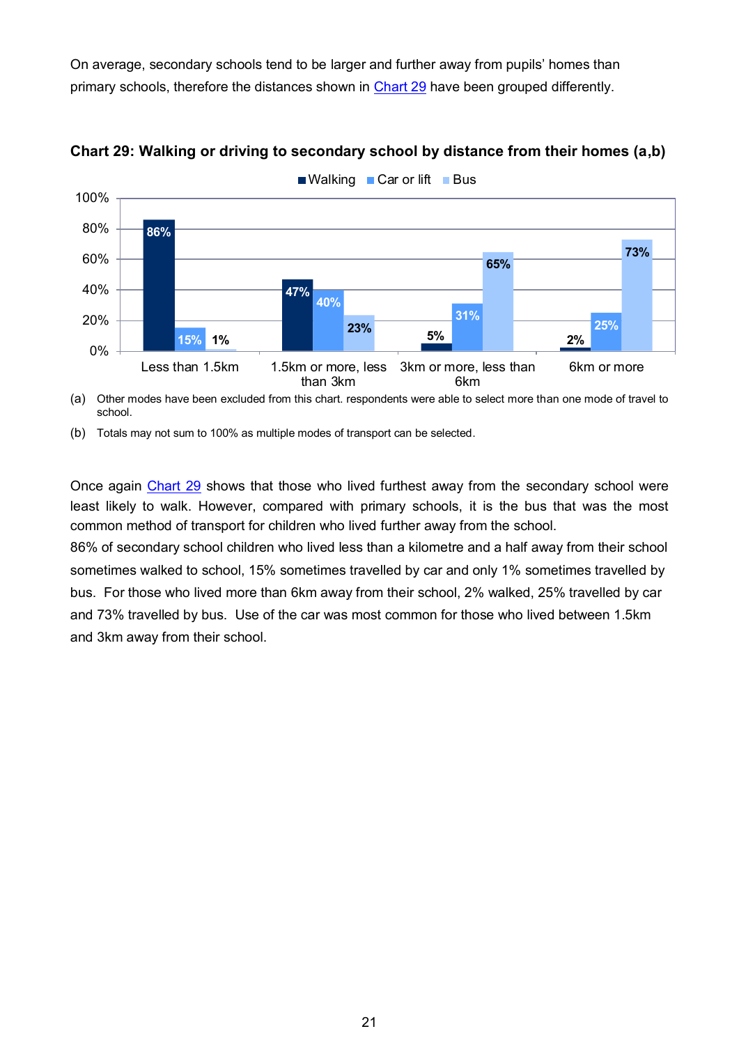On average, secondary schools tend to be larger and further away from pupils' homes than primary schools, therefore the distances shown in Chart 29 have been grouped differently.

**Chart 29: Walking or driving to secondary school by distance from their homes (a,b)**

| | Walking | Car or lift | Bus |
|---|---|---|---|
| Less than 1.5km | 86% | 15% | 1% |
| 1.5km or more, less than 3km | 47% | 40% | 23% |
| 3km or more, less than 6km | 5% | 31% | 65% |
| 6km or more | 2% | 25% | 73% |

(a) Other modes have been excluded from this chart. respondents were able to select more than one mode of travel to school.

(b) Totals may not sum to 100% as multiple modes of transport can be selected.

Once again Chart 29 shows that those who lived furthest away from the secondary school were least likely to walk. However, compared with primary schools, it is the bus that was the most common method of transport for children who lived further away from the school.

86% of secondary school children who lived less than a kilometre and a half away from their school sometimes walked to school, 15% sometimes travelled by car and only 1% sometimes travelled by bus. For those who lived more than 6km away from their school, 2% walked, 25% travelled by car and 73% travelled by bus. Use of the car was most common for those who lived between 1.5km and 3km away from their school.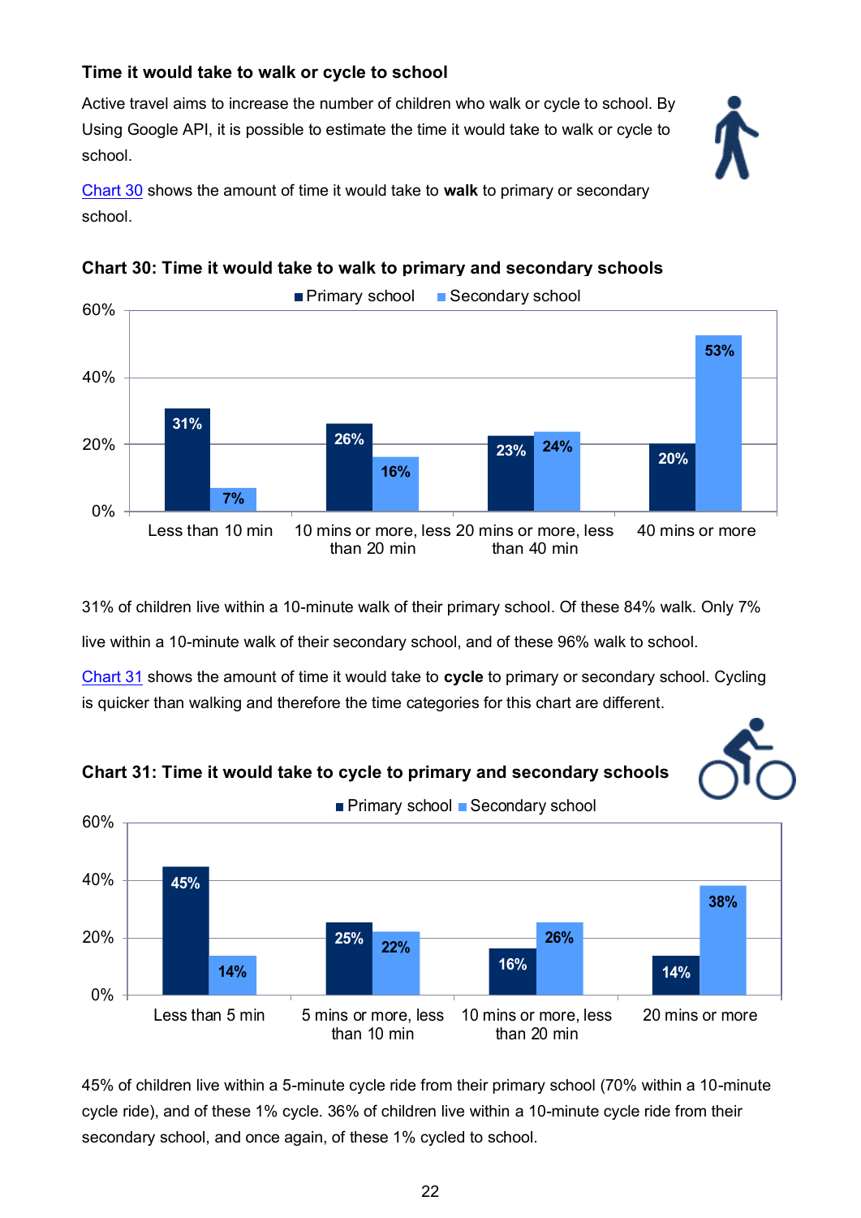### Time it would take to walk or cycle to school

Active travel aims to increase the number of children who walk or cycle to school. By Using Google API, it is possible to estimate the time it would take to walk or cycle to school.

Chart 30 shows the amount of time it would take to **walk** to primary or secondary school.

**Chart 30: Time it would take to walk to primary and secondary schools**

| | Primary school | Secondary school |
|---|---|---|
| Less than 10 min | 31% | 7% |
| 10 mins or more, less than 20 min | 26% | 16% |
| 20 mins or more, less than 40 min | 23% | 24% |
| 40 mins or more | 20% | 53% |

31% of children live within a 10-minute walk of their primary school. Of these 84% walk. Only 7% live within a 10-minute walk of their secondary school, and of these 96% walk to school.

Chart 31 shows the amount of time it would take to **cycle** to primary or secondary school. Cycling is quicker than walking and therefore the time categories for this chart are different.

**Chart 31: Time it would take to cycle to primary and secondary schools**

| | Primary school | Secondary school |
|---|---|---|
| Less than 5 min | 45% | 14% |
| 5 mins or more, less than 10 min | 25% | 22% |
| 10 mins or more, less than 20 min | 16% | 26% |
| 20 mins or more | 14% | 38% |

45% of children live within a 5-minute cycle ride from their primary school (70% within a 10-minute cycle ride), and of these 1% cycle. 36% of children live within a 10-minute cycle ride from their secondary school, and once again, of these 1% cycled to school.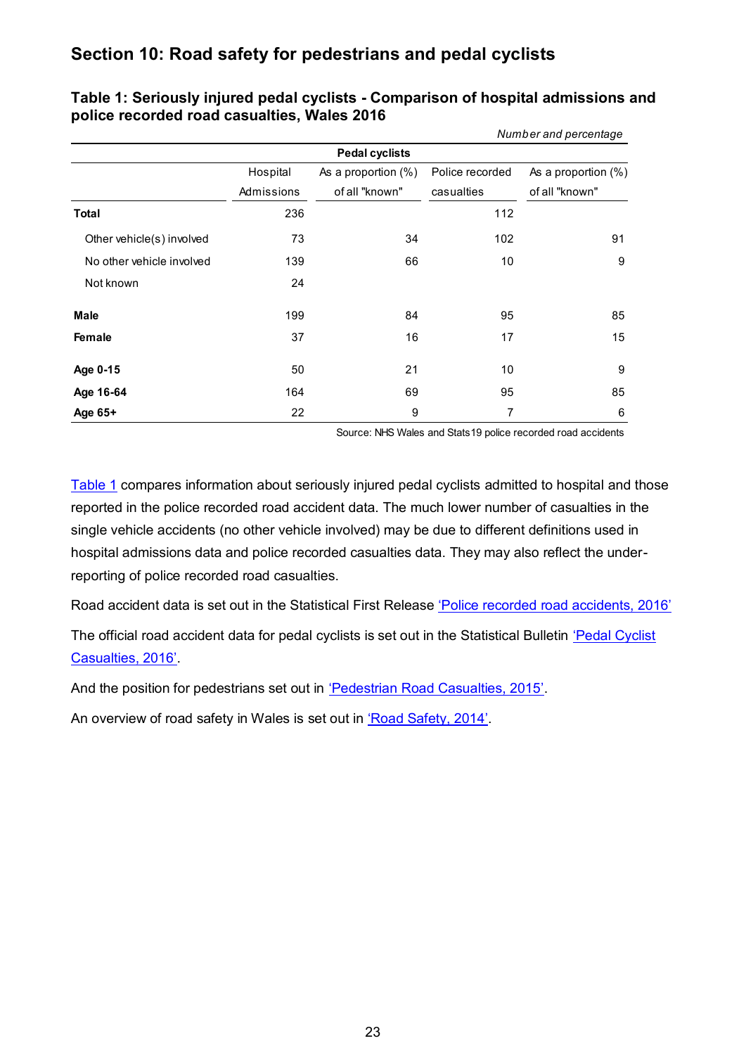## Section 10: Road safety for pedestrians and pedal cyclists

**Table 1: Seriously injured pedal cyclists - Comparison of hospital admissions and police recorded road casualties, Wales 2016**

*Number and percentage*

| | Pedal cyclists | | | |
|---|---|---|---|---|
| | Hospital Admissions | As a proportion (%) of all "known" | Police recorded casualties | As a proportion (%) of all "known" |
| **Total** | 236 | | 112 | |
| Other vehicle(s) involved | 73 | 34 | 102 | 91 |
| No other vehicle involved | 139 | 66 | 10 | 9 |
| Not known | 24 | | | |
| **Male** | 199 | 84 | 95 | 85 |
| **Female** | 37 | 16 | 17 | 15 |
| **Age 0-15** | 50 | 21 | 10 | 9 |
| **Age 16-64** | 164 | 69 | 95 | 85 |
| **Age 65+** | 22 | 9 | 7 | 6 |

Source: NHS Wales and Stats19 police recorded road accidents

Table 1 compares information about seriously injured pedal cyclists admitted to hospital and those reported in the police recorded road accident data. The much lower number of casualties in the single vehicle accidents (no other vehicle involved) may be due to different definitions used in hospital admissions data and police recorded casualties data. They may also reflect the under-reporting of police recorded road casualties.

Road accident data is set out in the Statistical First Release 'Police recorded road accidents, 2016'

The official road accident data for pedal cyclists is set out in the Statistical Bulletin 'Pedal Cyclist Casualties, 2016'.

And the position for pedestrians set out in 'Pedestrian Road Casualties, 2015'.

An overview of road safety in Wales is set out in 'Road Safety, 2014'.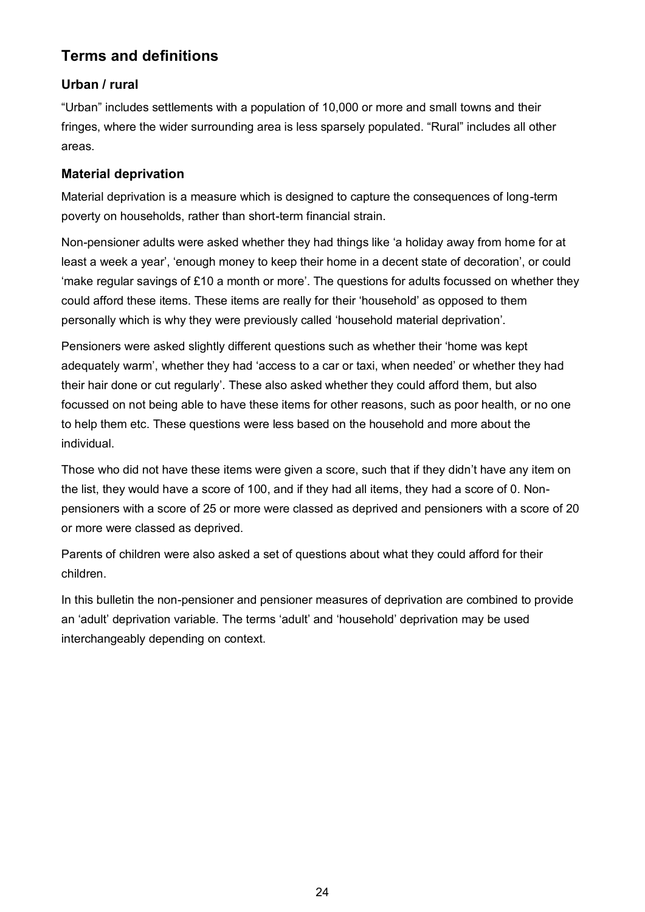## Terms and definitions

### Urban / rural

"Urban" includes settlements with a population of 10,000 or more and small towns and their fringes, where the wider surrounding area is less sparsely populated. "Rural" includes all other areas.

### Material deprivation

Material deprivation is a measure which is designed to capture the consequences of long-term poverty on households, rather than short-term financial strain.

Non-pensioner adults were asked whether they had things like 'a holiday away from home for at least a week a year', 'enough money to keep their home in a decent state of decoration', or could 'make regular savings of £10 a month or more'. The questions for adults focussed on whether they could afford these items. These items are really for their 'household' as opposed to them personally which is why they were previously called 'household material deprivation'.

Pensioners were asked slightly different questions such as whether their 'home was kept adequately warm', whether they had 'access to a car or taxi, when needed' or whether they had their hair done or cut regularly'. These also asked whether they could afford them, but also focussed on not being able to have these items for other reasons, such as poor health, or no one to help them etc. These questions were less based on the household and more about the individual.

Those who did not have these items were given a score, such that if they didn't have any item on the list, they would have a score of 100, and if they had all items, they had a score of 0. Non-pensioners with a score of 25 or more were classed as deprived and pensioners with a score of 20 or more were classed as deprived.

Parents of children were also asked a set of questions about what they could afford for their children.

In this bulletin the non-pensioner and pensioner measures of deprivation are combined to provide an 'adult' deprivation variable. The terms 'adult' and 'household' deprivation may be used interchangeably depending on context.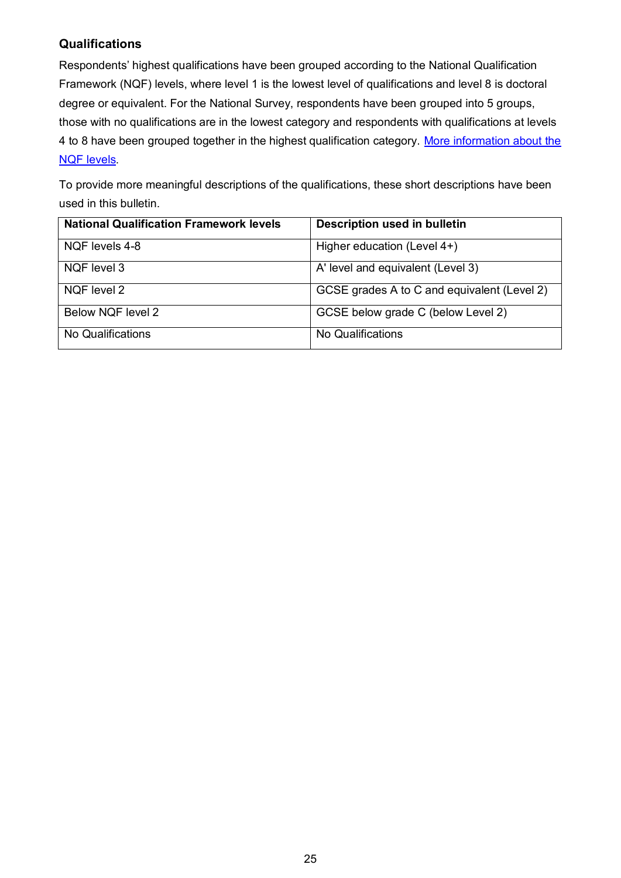### Qualifications

Respondents' highest qualifications have been grouped according to the National Qualification Framework (NQF) levels, where level 1 is the lowest level of qualifications and level 8 is doctoral degree or equivalent. For the National Survey, respondents have been grouped into 5 groups, those with no qualifications are in the lowest category and respondents with qualifications at levels 4 to 8 have been grouped together in the highest qualification category. [More information about the NQF levels](#).

To provide more meaningful descriptions of the qualifications, these short descriptions have been used in this bulletin.

| National Qualification Framework levels | Description used in bulletin |
|---|---|
| NQF levels 4-8 | Higher education (Level 4+) |
| NQF level 3 | A' level and equivalent (Level 3) |
| NQF level 2 | GCSE grades A to C and equivalent (Level 2) |
| Below NQF level 2 | GCSE below grade C (below Level 2) |
| No Qualifications | No Qualifications |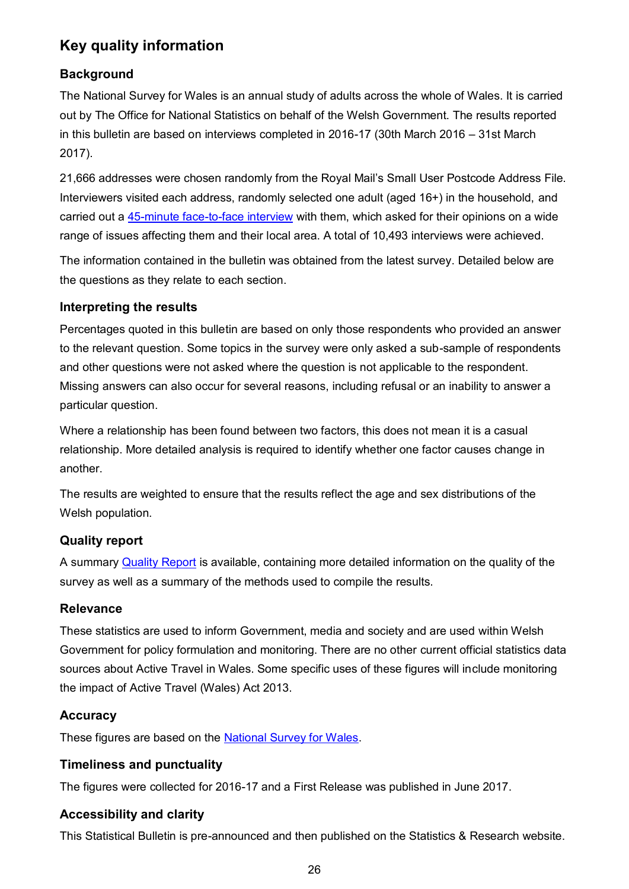## Key quality information

### Background

The National Survey for Wales is an annual study of adults across the whole of Wales. It is carried out by The Office for National Statistics on behalf of the Welsh Government. The results reported in this bulletin are based on interviews completed in 2016-17 (30th March 2016 – 31st March 2017).

21,666 addresses were chosen randomly from the Royal Mail's Small User Postcode Address File. Interviewers visited each address, randomly selected one adult (aged 16+) in the household, and carried out a 45-minute face-to-face interview with them, which asked for their opinions on a wide range of issues affecting them and their local area. A total of 10,493 interviews were achieved.

The information contained in the bulletin was obtained from the latest survey. Detailed below are the questions as they relate to each section.

### Interpreting the results

Percentages quoted in this bulletin are based on only those respondents who provided an answer to the relevant question. Some topics in the survey were only asked a sub-sample of respondents and other questions were not asked where the question is not applicable to the respondent. Missing answers can also occur for several reasons, including refusal or an inability to answer a particular question.

Where a relationship has been found between two factors, this does not mean it is a casual relationship. More detailed analysis is required to identify whether one factor causes change in another.

The results are weighted to ensure that the results reflect the age and sex distributions of the Welsh population.

### Quality report

A summary Quality Report is available, containing more detailed information on the quality of the survey as well as a summary of the methods used to compile the results.

### Relevance

These statistics are used to inform Government, media and society and are used within Welsh Government for policy formulation and monitoring. There are no other current official statistics data sources about Active Travel in Wales. Some specific uses of these figures will include monitoring the impact of Active Travel (Wales) Act 2013.

### Accuracy

These figures are based on the National Survey for Wales.

### Timeliness and punctuality

The figures were collected for 2016-17 and a First Release was published in June 2017.

### Accessibility and clarity

This Statistical Bulletin is pre-announced and then published on the Statistics & Research website.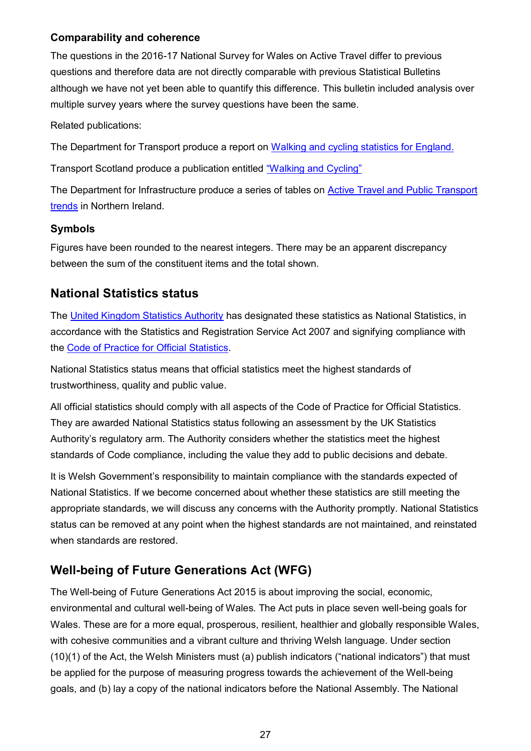### Comparability and coherence

The questions in the 2016-17 National Survey for Wales on Active Travel differ to previous questions and therefore data are not directly comparable with previous Statistical Bulletins although we have not yet been able to quantify this difference. This bulletin included analysis over multiple survey years where the survey questions have been the same.

Related publications:

The Department for Transport produce a report on Walking and cycling statistics for England.

Transport Scotland produce a publication entitled "Walking and Cycling"

The Department for Infrastructure produce a series of tables on Active Travel and Public Transport trends in Northern Ireland.

### Symbols

Figures have been rounded to the nearest integers. There may be an apparent discrepancy between the sum of the constituent items and the total shown.

## National Statistics status

The United Kingdom Statistics Authority has designated these statistics as National Statistics, in accordance with the Statistics and Registration Service Act 2007 and signifying compliance with the Code of Practice for Official Statistics.

National Statistics status means that official statistics meet the highest standards of trustworthiness, quality and public value.

All official statistics should comply with all aspects of the Code of Practice for Official Statistics. They are awarded National Statistics status following an assessment by the UK Statistics Authority's regulatory arm. The Authority considers whether the statistics meet the highest standards of Code compliance, including the value they add to public decisions and debate.

It is Welsh Government's responsibility to maintain compliance with the standards expected of National Statistics. If we become concerned about whether these statistics are still meeting the appropriate standards, we will discuss any concerns with the Authority promptly. National Statistics status can be removed at any point when the highest standards are not maintained, and reinstated when standards are restored.

## Well-being of Future Generations Act (WFG)

The Well-being of Future Generations Act 2015 is about improving the social, economic, environmental and cultural well-being of Wales. The Act puts in place seven well-being goals for Wales. These are for a more equal, prosperous, resilient, healthier and globally responsible Wales, with cohesive communities and a vibrant culture and thriving Welsh language. Under section (10)(1) of the Act, the Welsh Ministers must (a) publish indicators ("national indicators") that must be applied for the purpose of measuring progress towards the achievement of the Well-being goals, and (b) lay a copy of the national indicators before the National Assembly. The National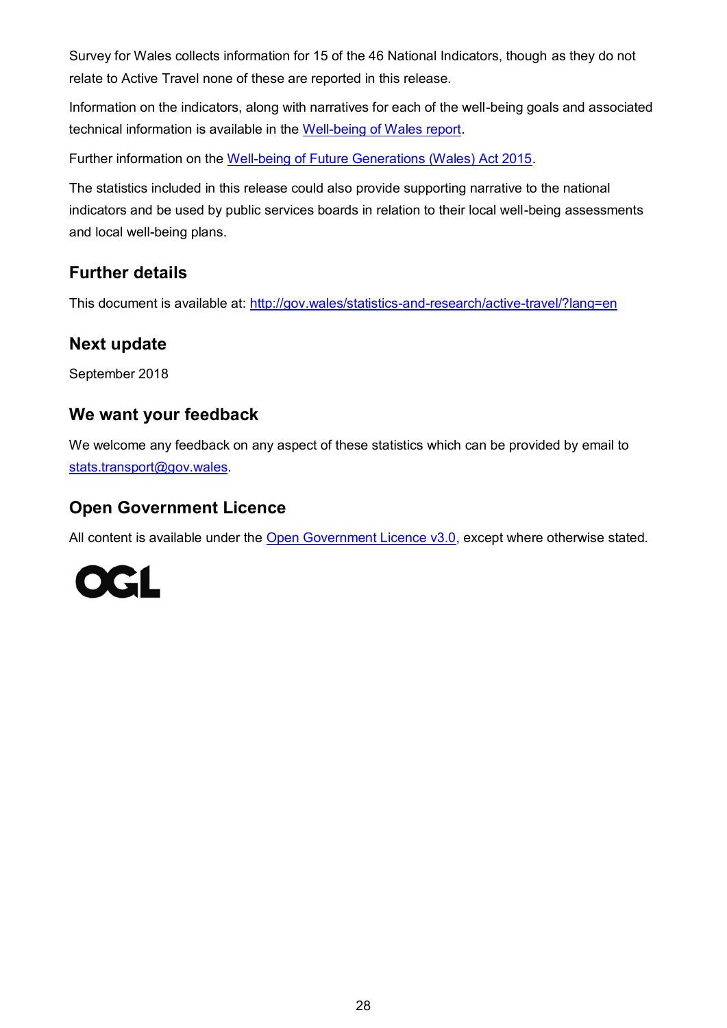Survey for Wales collects information for 15 of the 46 National Indicators, though as they do not relate to Active Travel none of these are reported in this release.

Information on the indicators, along with narratives for each of the well-being goals and associated technical information is available in the Well-being of Wales report.

Further information on the Well-being of Future Generations (Wales) Act 2015.

The statistics included in this release could also provide supporting narrative to the national indicators and be used by public services boards in relation to their local well-being assessments and local well-being plans.

## Further details

This document is available at: http://gov.wales/statistics-and-research/active-travel/?lang=en

## Next update

September 2018

## We want your feedback

We welcome any feedback on any aspect of these statistics which can be provided by email to stats.transport@gov.wales.

## Open Government Licence

All content is available under the Open Government Licence v3.0, except where otherwise stated.

OGL